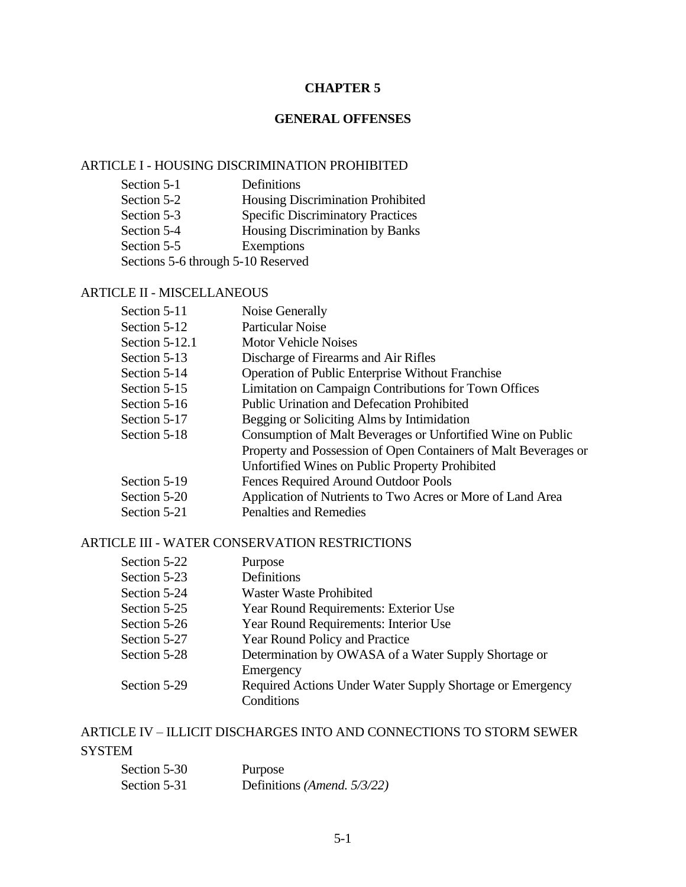# CHAPTER 5

## GENERAL OFFENSES

### ARTICLE I - HOUSING DISCRIMINATION PROHIBITED

| | |
|---|---|
| Section 5-1 | Definitions |
| Section 5-2 | Housing Discrimination Prohibited |
| Section 5-3 | Specific Discriminatory Practices |
| Section 5-4 | Housing Discrimination by Banks |
| Section 5-5 | Exemptions |
| Sections 5-6 through 5-10 Reserved | |

### ARTICLE II - MISCELLANEOUS

| | |
|---|---|
| Section 5-11 | Noise Generally |
| Section 5-12 | Particular Noise |
| Section 5-12.1 | Motor Vehicle Noises |
| Section 5-13 | Discharge of Firearms and Air Rifles |
| Section 5-14 | Operation of Public Enterprise Without Franchise |
| Section 5-15 | Limitation on Campaign Contributions for Town Offices |
| Section 5-16 | Public Urination and Defecation Prohibited |
| Section 5-17 | Begging or Soliciting Alms by Intimidation |
| Section 5-18 | Consumption of Malt Beverages or Unfortified Wine on Public Property and Possession of Open Containers of Malt Beverages or Unfortified Wines on Public Property Prohibited |
| Section 5-19 | Fences Required Around Outdoor Pools |
| Section 5-20 | Application of Nutrients to Two Acres or More of Land Area |
| Section 5-21 | Penalties and Remedies |

### ARTICLE III - WATER CONSERVATION RESTRICTIONS

| | |
|---|---|
| Section 5-22 | Purpose |
| Section 5-23 | Definitions |
| Section 5-24 | Waster Waste Prohibited |
| Section 5-25 | Year Round Requirements: Exterior Use |
| Section 5-26 | Year Round Requirements: Interior Use |
| Section 5-27 | Year Round Policy and Practice |
| Section 5-28 | Determination by OWASA of a Water Supply Shortage or Emergency |
| Section 5-29 | Required Actions Under Water Supply Shortage or Emergency Conditions |

### ARTICLE IV – ILLICIT DISCHARGES INTO AND CONNECTIONS TO STORM SEWER SYSTEM

| | |
|---|---|
| Section 5-30 | Purpose |
| Section 5-31 | Definitions *(Amend. 5/3/22)* |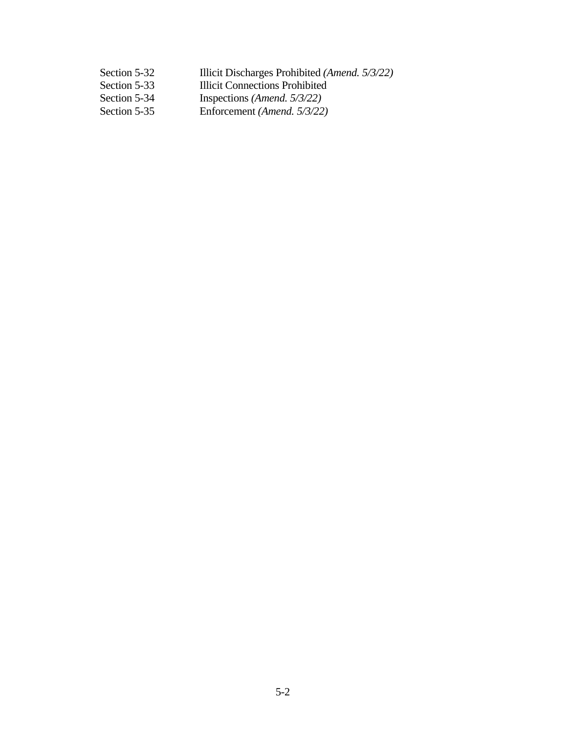| | |
|---|---|
| Section 5-32 | Illicit Discharges Prohibited *(Amend. 5/3/22)* |
| Section 5-33 | Illicit Connections Prohibited |
| Section 5-34 | Inspections *(Amend. 5/3/22)* |
| Section 5-35 | Enforcement *(Amend. 5/3/22)* |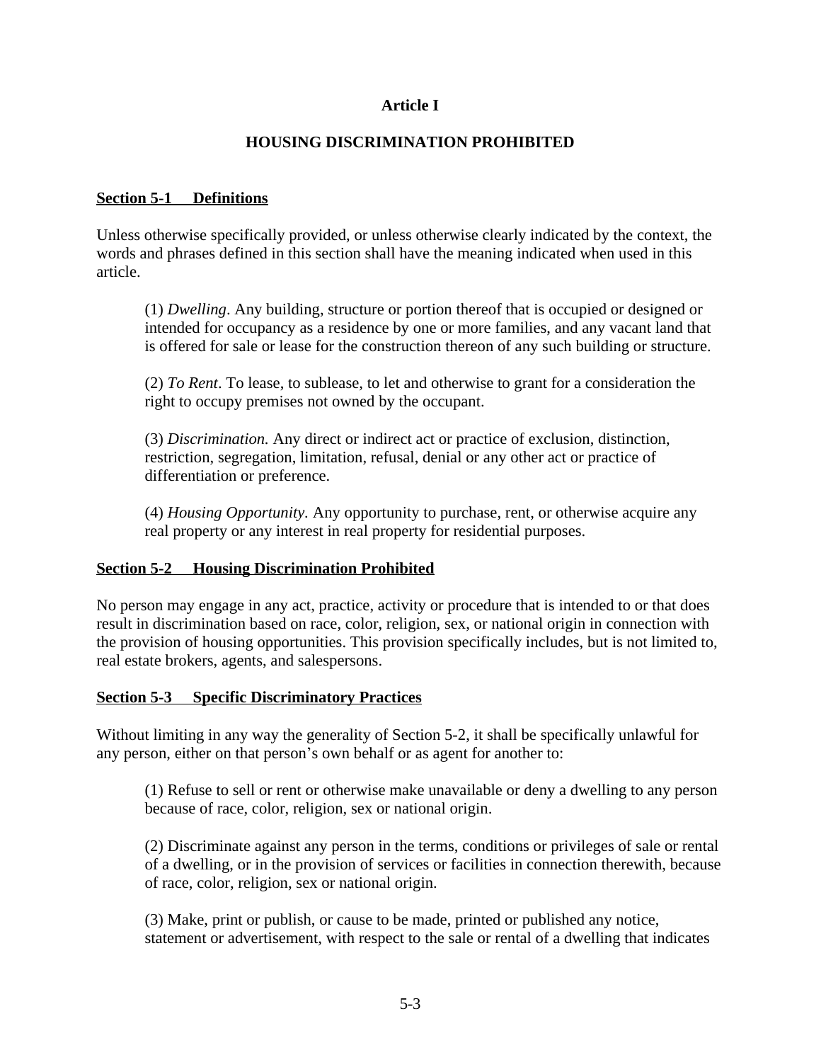# Article I

## HOUSING DISCRIMINATION PROHIBITED

### Section 5-1 Definitions

Unless otherwise specifically provided, or unless otherwise clearly indicated by the context, the words and phrases defined in this section shall have the meaning indicated when used in this article.

(1) *Dwelling*. Any building, structure or portion thereof that is occupied or designed or intended for occupancy as a residence by one or more families, and any vacant land that is offered for sale or lease for the construction thereon of any such building or structure.

(2) *To Rent*. To lease, to sublease, to let and otherwise to grant for a consideration the right to occupy premises not owned by the occupant.

(3) *Discrimination.* Any direct or indirect act or practice of exclusion, distinction, restriction, segregation, limitation, refusal, denial or any other act or practice of differentiation or preference.

(4) *Housing Opportunity*. Any opportunity to purchase, rent, or otherwise acquire any real property or any interest in real property for residential purposes.

### Section 5-2 Housing Discrimination Prohibited

No person may engage in any act, practice, activity or procedure that is intended to or that does result in discrimination based on race, color, religion, sex, or national origin in connection with the provision of housing opportunities. This provision specifically includes, but is not limited to, real estate brokers, agents, and salespersons.

### Section 5-3 Specific Discriminatory Practices

Without limiting in any way the generality of Section 5-2, it shall be specifically unlawful for any person, either on that person's own behalf or as agent for another to:

(1) Refuse to sell or rent or otherwise make unavailable or deny a dwelling to any person because of race, color, religion, sex or national origin.

(2) Discriminate against any person in the terms, conditions or privileges of sale or rental of a dwelling, or in the provision of services or facilities in connection therewith, because of race, color, religion, sex or national origin.

(3) Make, print or publish, or cause to be made, printed or published any notice, statement or advertisement, with respect to the sale or rental of a dwelling that indicates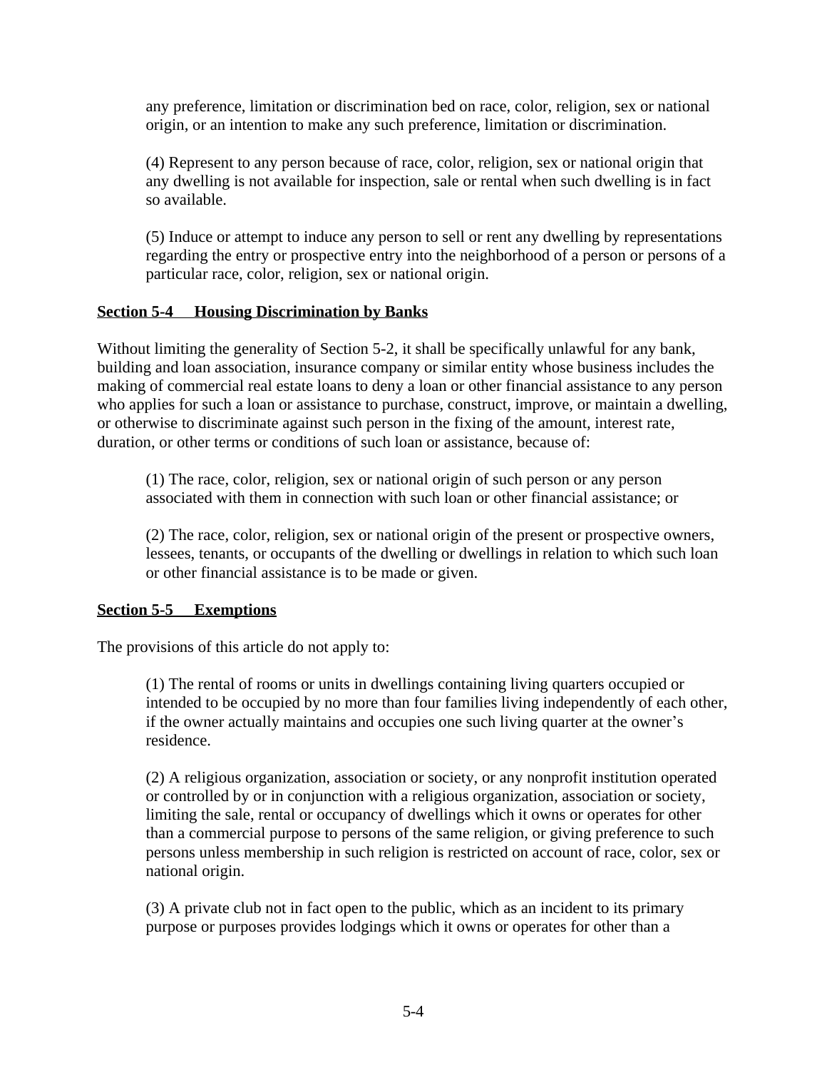any preference, limitation or discrimination bed on race, color, religion, sex or national origin, or an intention to make any such preference, limitation or discrimination.

(4) Represent to any person because of race, color, religion, sex or national origin that any dwelling is not available for inspection, sale or rental when such dwelling is in fact so available.

(5) Induce or attempt to induce any person to sell or rent any dwelling by representations regarding the entry or prospective entry into the neighborhood of a person or persons of a particular race, color, religion, sex or national origin.

**Section 5-4 Housing Discrimination by Banks**

Without limiting the generality of Section 5-2, it shall be specifically unlawful for any bank, building and loan association, insurance company or similar entity whose business includes the making of commercial real estate loans to deny a loan or other financial assistance to any person who applies for such a loan or assistance to purchase, construct, improve, or maintain a dwelling, or otherwise to discriminate against such person in the fixing of the amount, interest rate, duration, or other terms or conditions of such loan or assistance, because of:

(1) The race, color, religion, sex or national origin of such person or any person associated with them in connection with such loan or other financial assistance; or

(2) The race, color, religion, sex or national origin of the present or prospective owners, lessees, tenants, or occupants of the dwelling or dwellings in relation to which such loan or other financial assistance is to be made or given.

**Section 5-5 Exemptions**

The provisions of this article do not apply to:

(1) The rental of rooms or units in dwellings containing living quarters occupied or intended to be occupied by no more than four families living independently of each other, if the owner actually maintains and occupies one such living quarter at the owner's residence.

(2) A religious organization, association or society, or any nonprofit institution operated or controlled by or in conjunction with a religious organization, association or society, limiting the sale, rental or occupancy of dwellings which it owns or operates for other than a commercial purpose to persons of the same religion, or giving preference to such persons unless membership in such religion is restricted on account of race, color, sex or national origin.

(3) A private club not in fact open to the public, which as an incident to its primary purpose or purposes provides lodgings which it owns or operates for other than a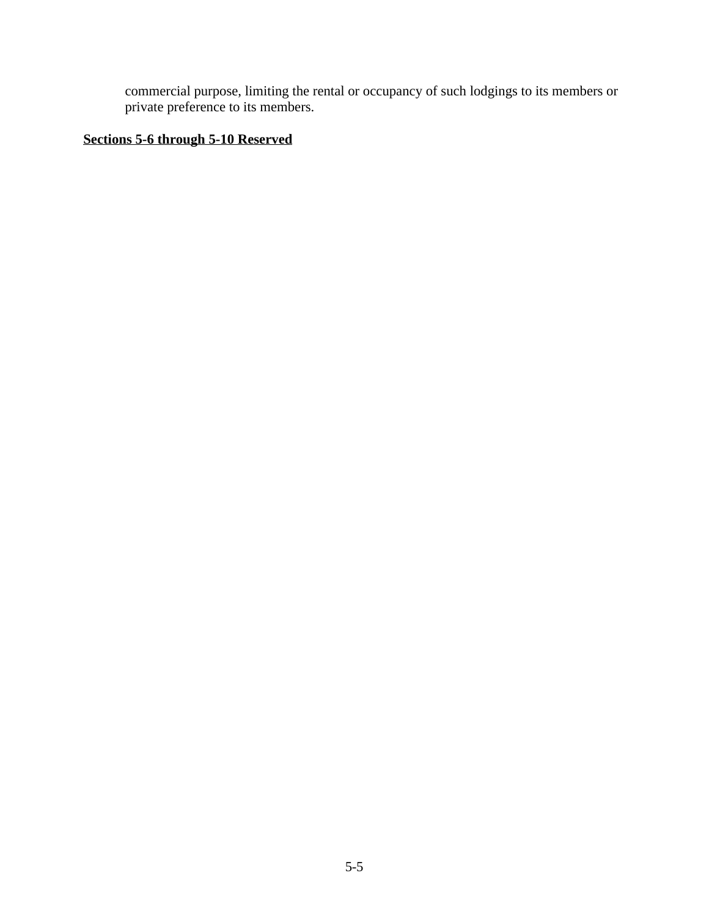commercial purpose, limiting the rental or occupancy of such lodgings to its members or private preference to its members.

**<u>Sections 5-6 through 5-10 Reserved</u>**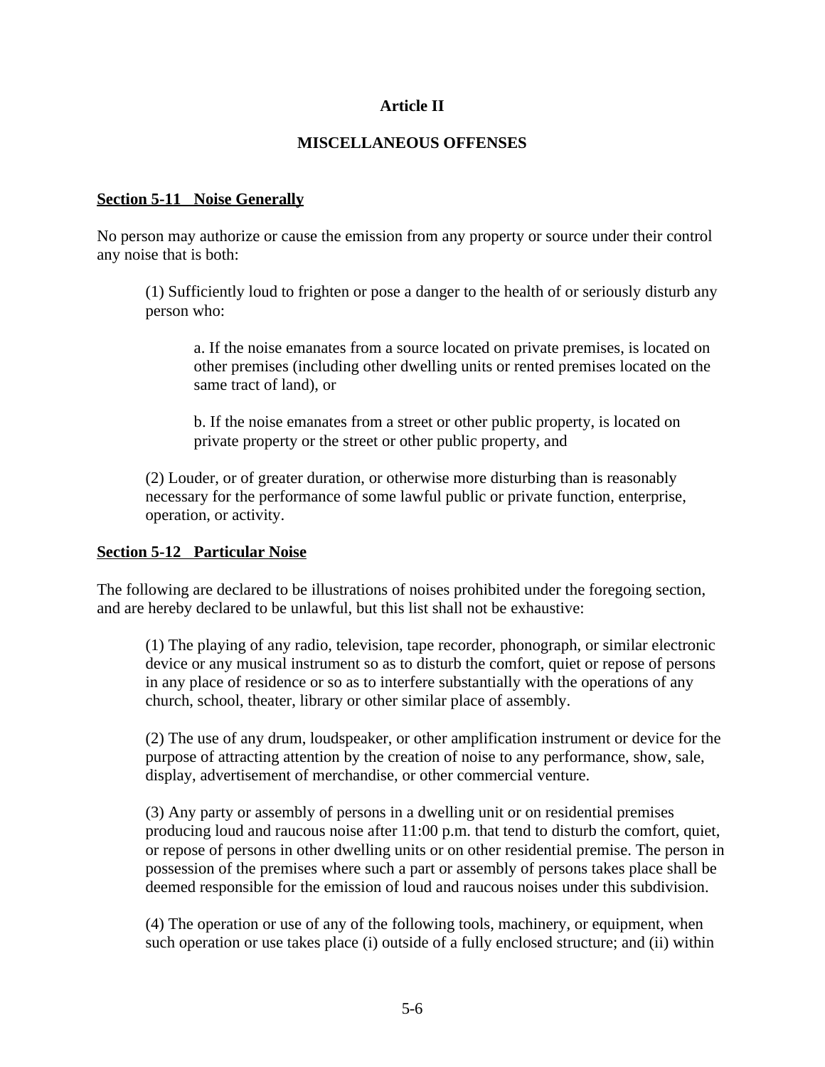# Article II

## MISCELLANEOUS OFFENSES

### Section 5-11   Noise Generally

No person may authorize or cause the emission from any property or source under their control any noise that is both:

(1) Sufficiently loud to frighten or pose a danger to the health of or seriously disturb any person who:

a. If the noise emanates from a source located on private premises, is located on other premises (including other dwelling units or rented premises located on the same tract of land), or

b. If the noise emanates from a street or other public property, is located on private property or the street or other public property, and

(2) Louder, or of greater duration, or otherwise more disturbing than is reasonably necessary for the performance of some lawful public or private function, enterprise, operation, or activity.

### Section 5-12   Particular Noise

The following are declared to be illustrations of noises prohibited under the foregoing section, and are hereby declared to be unlawful, but this list shall not be exhaustive:

(1) The playing of any radio, television, tape recorder, phonograph, or similar electronic device or any musical instrument so as to disturb the comfort, quiet or repose of persons in any place of residence or so as to interfere substantially with the operations of any church, school, theater, library or other similar place of assembly.

(2) The use of any drum, loudspeaker, or other amplification instrument or device for the purpose of attracting attention by the creation of noise to any performance, show, sale, display, advertisement of merchandise, or other commercial venture.

(3) Any party or assembly of persons in a dwelling unit or on residential premises producing loud and raucous noise after 11:00 p.m. that tend to disturb the comfort, quiet, or repose of persons in other dwelling units or on other residential premise. The person in possession of the premises where such a part or assembly of persons takes place shall be deemed responsible for the emission of loud and raucous noises under this subdivision.

(4) The operation or use of any of the following tools, machinery, or equipment, when such operation or use takes place (i) outside of a fully enclosed structure; and (ii) within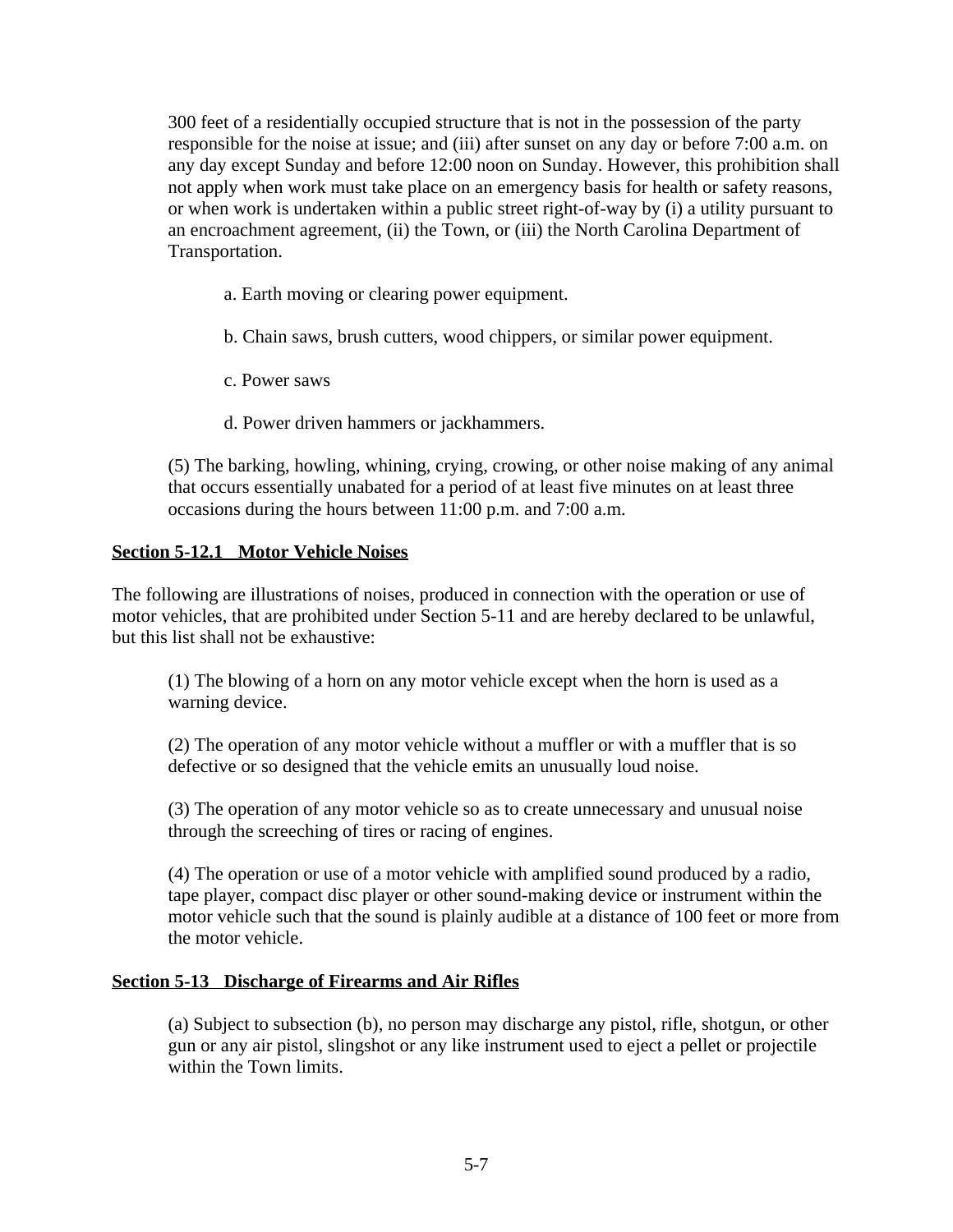300 feet of a residentially occupied structure that is not in the possession of the party responsible for the noise at issue; and (iii) after sunset on any day or before 7:00 a.m. on any day except Sunday and before 12:00 noon on Sunday. However, this prohibition shall not apply when work must take place on an emergency basis for health or safety reasons, or when work is undertaken within a public street right-of-way by (i) a utility pursuant to an encroachment agreement, (ii) the Town, or (iii) the North Carolina Department of Transportation.

a. Earth moving or clearing power equipment.

b. Chain saws, brush cutters, wood chippers, or similar power equipment.

c. Power saws

d. Power driven hammers or jackhammers.

(5) The barking, howling, whining, crying, crowing, or other noise making of any animal that occurs essentially unabated for a period of at least five minutes on at least three occasions during the hours between 11:00 p.m. and 7:00 a.m.

## Section 5-12.1 Motor Vehicle Noises

The following are illustrations of noises, produced in connection with the operation or use of motor vehicles, that are prohibited under Section 5-11 and are hereby declared to be unlawful, but this list shall not be exhaustive:

(1) The blowing of a horn on any motor vehicle except when the horn is used as a warning device.

(2) The operation of any motor vehicle without a muffler or with a muffler that is so defective or so designed that the vehicle emits an unusually loud noise.

(3) The operation of any motor vehicle so as to create unnecessary and unusual noise through the screeching of tires or racing of engines.

(4) The operation or use of a motor vehicle with amplified sound produced by a radio, tape player, compact disc player or other sound-making device or instrument within the motor vehicle such that the sound is plainly audible at a distance of 100 feet or more from the motor vehicle.

## Section 5-13 Discharge of Firearms and Air Rifles

(a) Subject to subsection (b), no person may discharge any pistol, rifle, shotgun, or other gun or any air pistol, slingshot or any like instrument used to eject a pellet or projectile within the Town limits.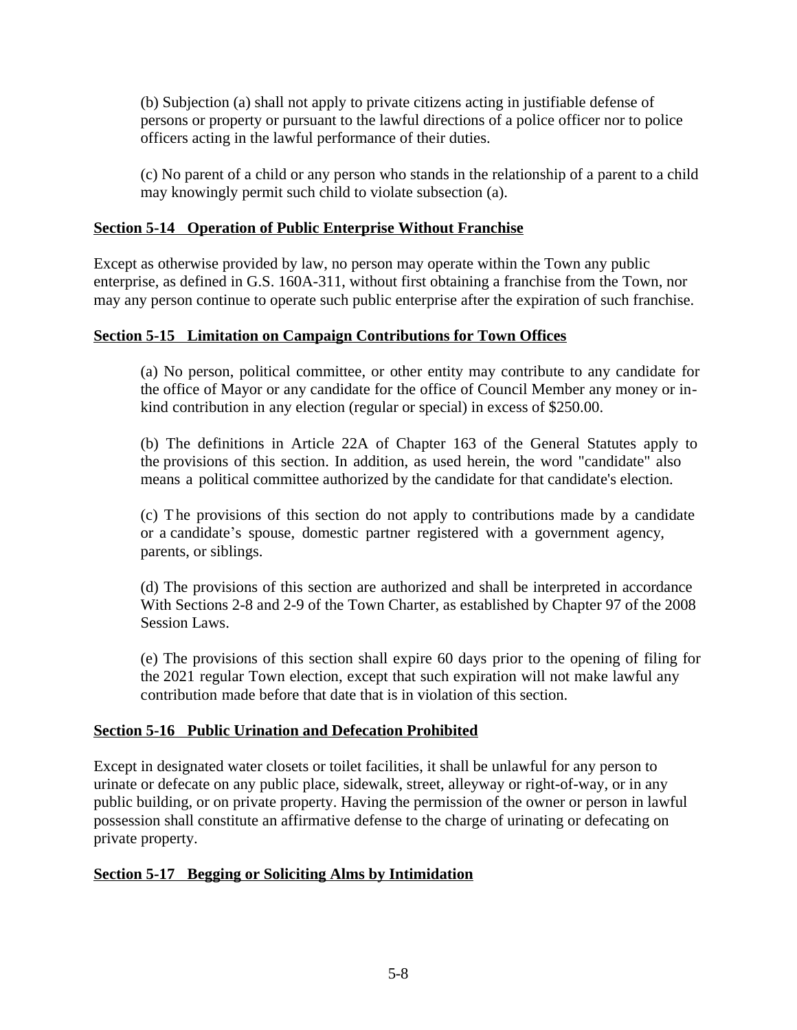(b) Subjection (a) shall not apply to private citizens acting in justifiable defense of persons or property or pursuant to the lawful directions of a police officer nor to police officers acting in the lawful performance of their duties.

(c) No parent of a child or any person who stands in the relationship of a parent to a child may knowingly permit such child to violate subsection (a).

## Section 5-14 Operation of Public Enterprise Without Franchise

Except as otherwise provided by law, no person may operate within the Town any public enterprise, as defined in G.S. 160A-311, without first obtaining a franchise from the Town, nor may any person continue to operate such public enterprise after the expiration of such franchise.

## Section 5-15 Limitation on Campaign Contributions for Town Offices

(a) No person, political committee, or other entity may contribute to any candidate for the office of Mayor or any candidate for the office of Council Member any money or in-kind contribution in any election (regular or special) in excess of $250.00.

(b) The definitions in Article 22A of Chapter 163 of the General Statutes apply to the provisions of this section. In addition, as used herein, the word "candidate" also means a political committee authorized by the candidate for that candidate's election.

(c) The provisions of this section do not apply to contributions made by a candidate or a candidate's spouse, domestic partner registered with a government agency, parents, or siblings.

(d) The provisions of this section are authorized and shall be interpreted in accordance With Sections 2-8 and 2-9 of the Town Charter, as established by Chapter 97 of the 2008 Session Laws.

(e) The provisions of this section shall expire 60 days prior to the opening of filing for the 2021 regular Town election, except that such expiration will not make lawful any contribution made before that date that is in violation of this section.

## Section 5-16 Public Urination and Defecation Prohibited

Except in designated water closets or toilet facilities, it shall be unlawful for any person to urinate or defecate on any public place, sidewalk, street, alleyway or right-of-way, or in any public building, or on private property. Having the permission of the owner or person in lawful possession shall constitute an affirmative defense to the charge of urinating or defecating on private property.

## Section 5-17 Begging or Soliciting Alms by Intimidation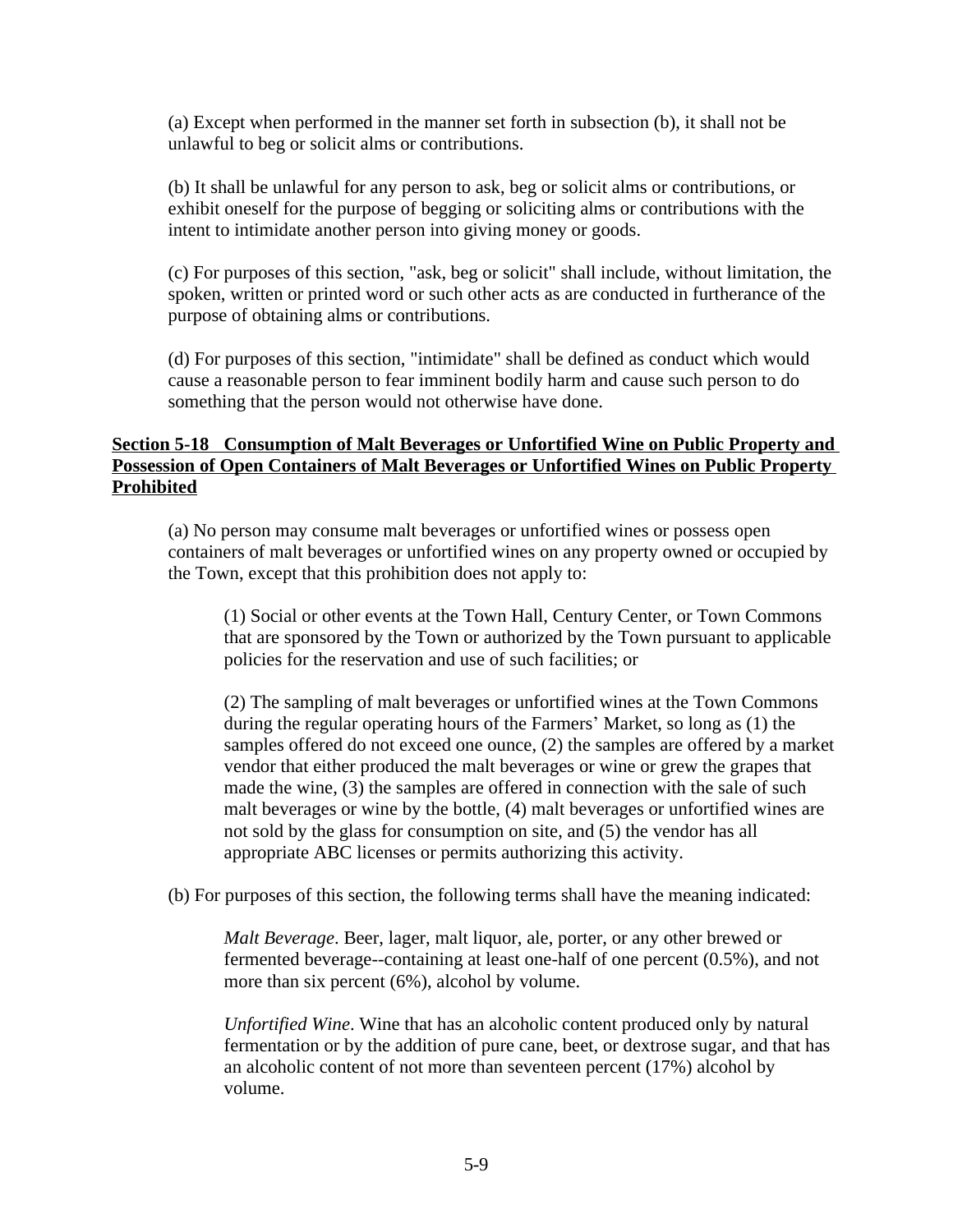(a) Except when performed in the manner set forth in subsection (b), it shall not be unlawful to beg or solicit alms or contributions.

(b) It shall be unlawful for any person to ask, beg or solicit alms or contributions, or exhibit oneself for the purpose of begging or soliciting alms or contributions with the intent to intimidate another person into giving money or goods.

(c) For purposes of this section, "ask, beg or solicit" shall include, without limitation, the spoken, written or printed word or such other acts as are conducted in furtherance of the purpose of obtaining alms or contributions.

(d) For purposes of this section, "intimidate" shall be defined as conduct which would cause a reasonable person to fear imminent bodily harm and cause such person to do something that the person would not otherwise have done.

**Section 5-18 Consumption of Malt Beverages or Unfortified Wine on Public Property and Possession of Open Containers of Malt Beverages or Unfortified Wines on Public Property Prohibited**

(a) No person may consume malt beverages or unfortified wines or possess open containers of malt beverages or unfortified wines on any property owned or occupied by the Town, except that this prohibition does not apply to:

> (1) Social or other events at the Town Hall, Century Center, or Town Commons that are sponsored by the Town or authorized by the Town pursuant to applicable policies for the reservation and use of such facilities; or
>
> (2) The sampling of malt beverages or unfortified wines at the Town Commons during the regular operating hours of the Farmers' Market, so long as (1) the samples offered do not exceed one ounce, (2) the samples are offered by a market vendor that either produced the malt beverages or wine or grew the grapes that made the wine, (3) the samples are offered in connection with the sale of such malt beverages or wine by the bottle, (4) malt beverages or unfortified wines are not sold by the glass for consumption on site, and (5) the vendor has all appropriate ABC licenses or permits authorizing this activity.

(b) For purposes of this section, the following terms shall have the meaning indicated:

> *Malt Beverage*. Beer, lager, malt liquor, ale, porter, or any other brewed or fermented beverage--containing at least one-half of one percent (0.5%), and not more than six percent (6%), alcohol by volume.
>
> *Unfortified Wine*. Wine that has an alcoholic content produced only by natural fermentation or by the addition of pure cane, beet, or dextrose sugar, and that has an alcoholic content of not more than seventeen percent (17%) alcohol by volume.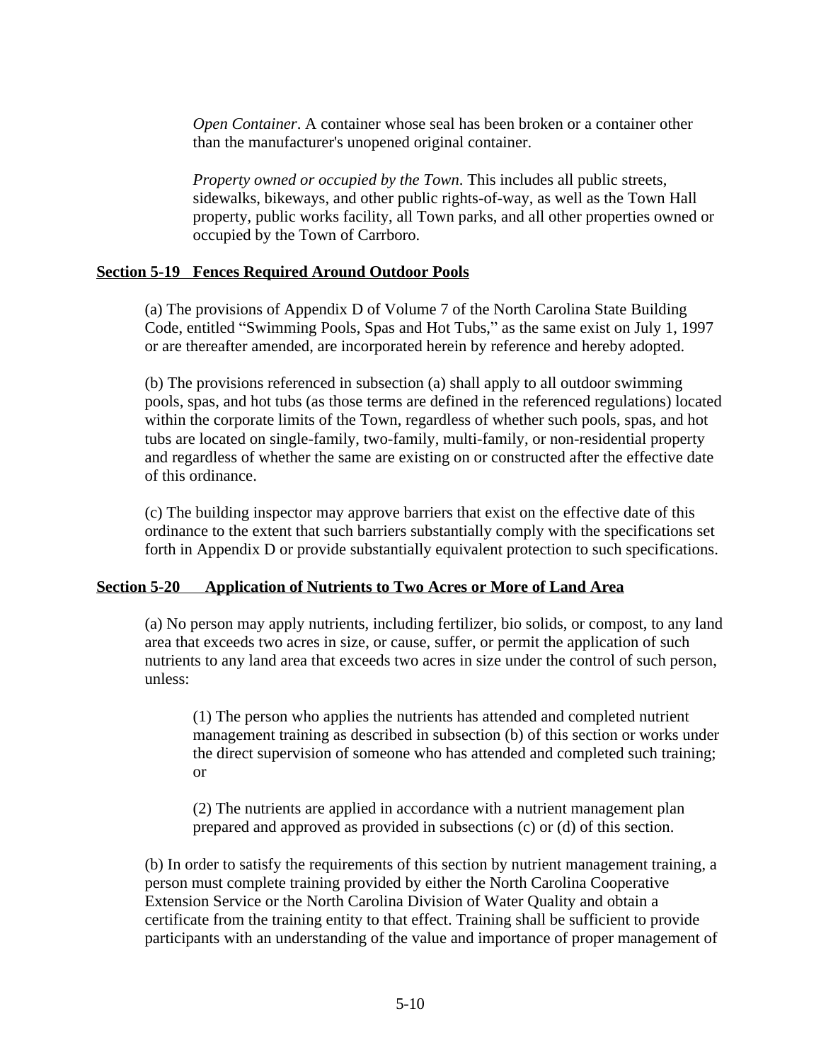*Open Container*. A container whose seal has been broken or a container other than the manufacturer's unopened original container.

*Property owned or occupied by the Town*. This includes all public streets, sidewalks, bikeways, and other public rights-of-way, as well as the Town Hall property, public works facility, all Town parks, and all other properties owned or occupied by the Town of Carrboro.

**Section 5-19 Fences Required Around Outdoor Pools**

(a) The provisions of Appendix D of Volume 7 of the North Carolina State Building Code, entitled "Swimming Pools, Spas and Hot Tubs," as the same exist on July 1, 1997 or are thereafter amended, are incorporated herein by reference and hereby adopted.

(b) The provisions referenced in subsection (a) shall apply to all outdoor swimming pools, spas, and hot tubs (as those terms are defined in the referenced regulations) located within the corporate limits of the Town, regardless of whether such pools, spas, and hot tubs are located on single-family, two-family, multi-family, or non-residential property and regardless of whether the same are existing on or constructed after the effective date of this ordinance.

(c) The building inspector may approve barriers that exist on the effective date of this ordinance to the extent that such barriers substantially comply with the specifications set forth in Appendix D or provide substantially equivalent protection to such specifications.

**Section 5-20 Application of Nutrients to Two Acres or More of Land Area**

(a) No person may apply nutrients, including fertilizer, bio solids, or compost, to any land area that exceeds two acres in size, or cause, suffer, or permit the application of such nutrients to any land area that exceeds two acres in size under the control of such person, unless:

(1) The person who applies the nutrients has attended and completed nutrient management training as described in subsection (b) of this section or works under the direct supervision of someone who has attended and completed such training; or

(2) The nutrients are applied in accordance with a nutrient management plan prepared and approved as provided in subsections (c) or (d) of this section.

(b) In order to satisfy the requirements of this section by nutrient management training, a person must complete training provided by either the North Carolina Cooperative Extension Service or the North Carolina Division of Water Quality and obtain a certificate from the training entity to that effect. Training shall be sufficient to provide participants with an understanding of the value and importance of proper management of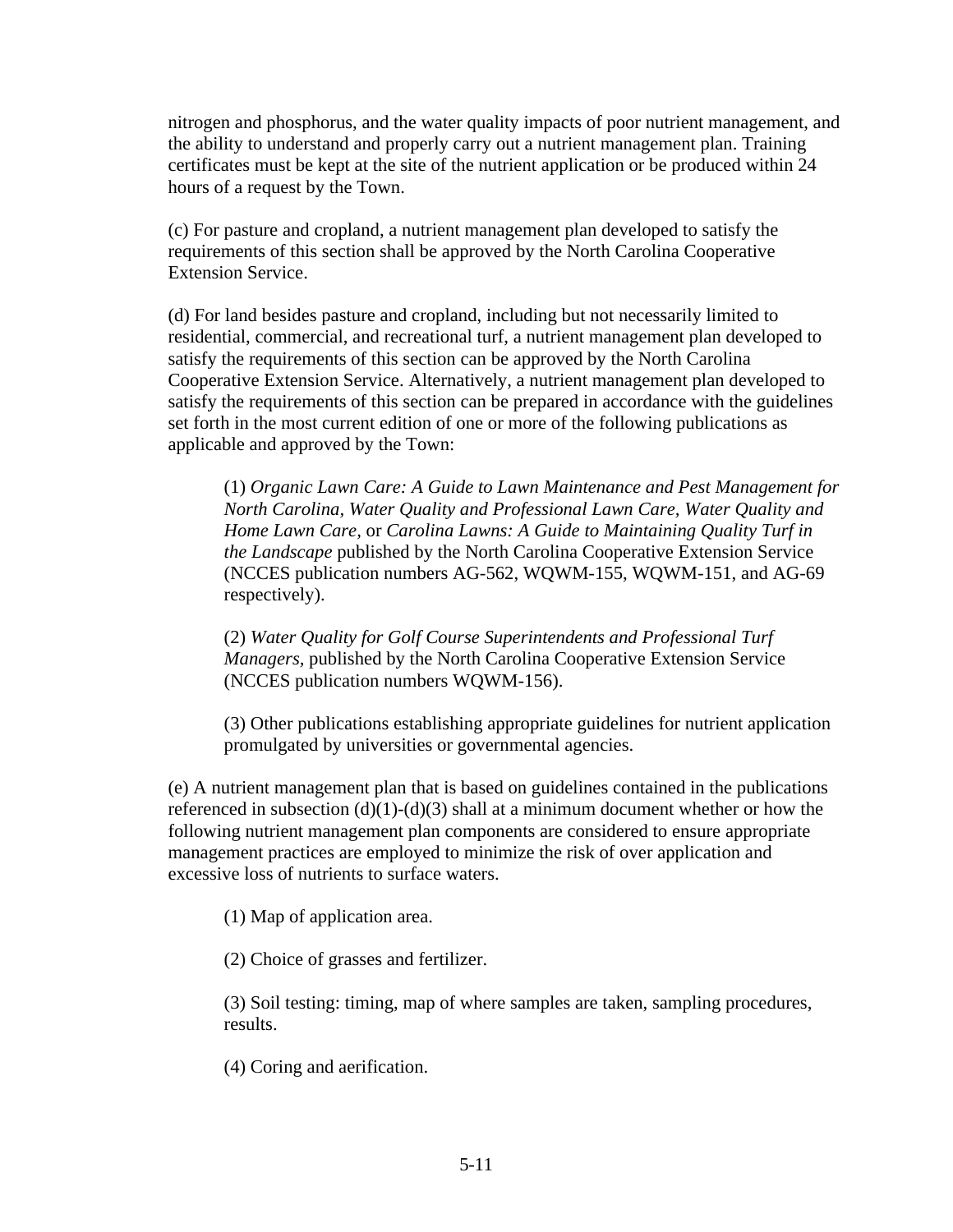nitrogen and phosphorus, and the water quality impacts of poor nutrient management, and the ability to understand and properly carry out a nutrient management plan. Training certificates must be kept at the site of the nutrient application or be produced within 24 hours of a request by the Town.

(c) For pasture and cropland, a nutrient management plan developed to satisfy the requirements of this section shall be approved by the North Carolina Cooperative Extension Service.

(d) For land besides pasture and cropland, including but not necessarily limited to residential, commercial, and recreational turf, a nutrient management plan developed to satisfy the requirements of this section can be approved by the North Carolina Cooperative Extension Service. Alternatively, a nutrient management plan developed to satisfy the requirements of this section can be prepared in accordance with the guidelines set forth in the most current edition of one or more of the following publications as applicable and approved by the Town:

> (1) *Organic Lawn Care: A Guide to Lawn Maintenance and Pest Management for North Carolina, Water Quality and Professional Lawn Care, Water Quality and Home Lawn Care,* or *Carolina Lawns: A Guide to Maintaining Quality Turf in the Landscape* published by the North Carolina Cooperative Extension Service (NCCES publication numbers AG-562, WQWM-155, WQWM-151, and AG-69 respectively).
>
> (2) *Water Quality for Golf Course Superintendents and Professional Turf Managers,* published by the North Carolina Cooperative Extension Service (NCCES publication numbers WQWM-156).
>
> (3) Other publications establishing appropriate guidelines for nutrient application promulgated by universities or governmental agencies.

(e) A nutrient management plan that is based on guidelines contained in the publications referenced in subsection (d)(1)-(d)(3) shall at a minimum document whether or how the following nutrient management plan components are considered to ensure appropriate management practices are employed to minimize the risk of over application and excessive loss of nutrients to surface waters.

> (1) Map of application area.
>
> (2) Choice of grasses and fertilizer.
>
> (3) Soil testing: timing, map of where samples are taken, sampling procedures, results.
>
> (4) Coring and aerification.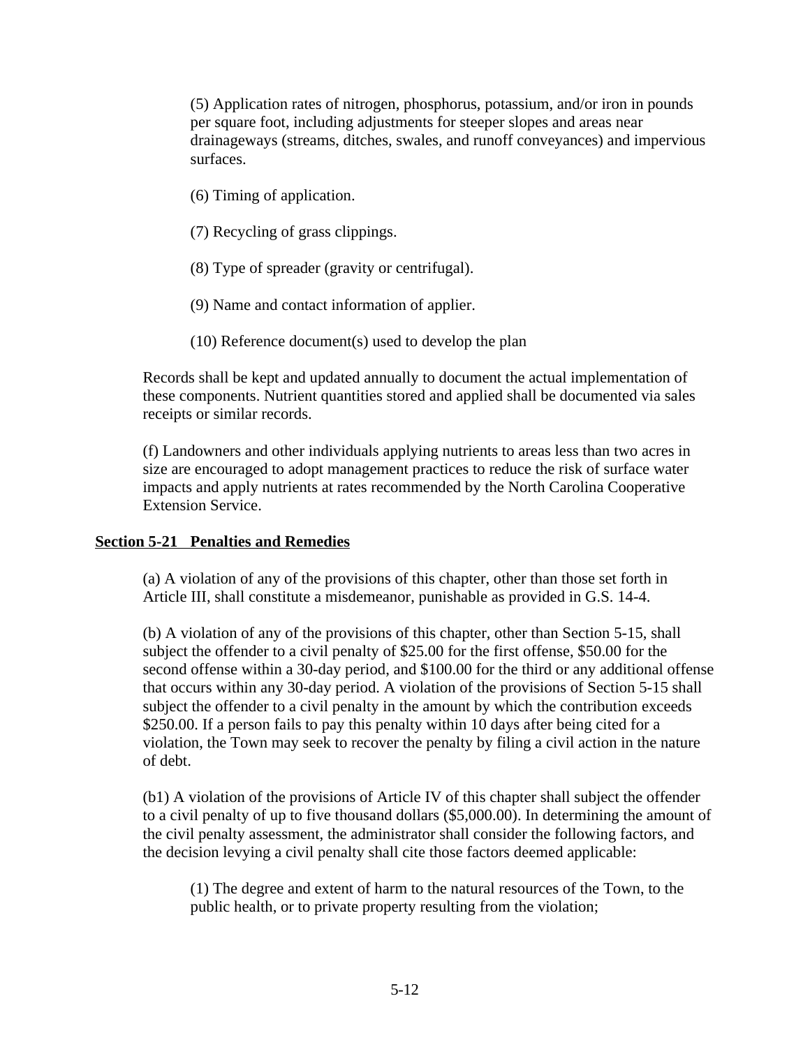(5) Application rates of nitrogen, phosphorus, potassium, and/or iron in pounds per square foot, including adjustments for steeper slopes and areas near drainageways (streams, ditches, swales, and runoff conveyances) and impervious surfaces.

(6) Timing of application.

(7) Recycling of grass clippings.

(8) Type of spreader (gravity or centrifugal).

(9) Name and contact information of applier.

(10) Reference document(s) used to develop the plan

Records shall be kept and updated annually to document the actual implementation of these components. Nutrient quantities stored and applied shall be documented via sales receipts or similar records.

(f) Landowners and other individuals applying nutrients to areas less than two acres in size are encouraged to adopt management practices to reduce the risk of surface water impacts and apply nutrients at rates recommended by the North Carolina Cooperative Extension Service.

## Section 5-21 Penalties and Remedies

(a) A violation of any of the provisions of this chapter, other than those set forth in Article III, shall constitute a misdemeanor, punishable as provided in G.S. 14-4.

(b) A violation of any of the provisions of this chapter, other than Section 5-15, shall subject the offender to a civil penalty of $25.00 for the first offense, $50.00 for the second offense within a 30-day period, and $100.00 for the third or any additional offense that occurs within any 30-day period. A violation of the provisions of Section 5-15 shall subject the offender to a civil penalty in the amount by which the contribution exceeds $250.00. If a person fails to pay this penalty within 10 days after being cited for a violation, the Town may seek to recover the penalty by filing a civil action in the nature of debt.

(b1) A violation of the provisions of Article IV of this chapter shall subject the offender to a civil penalty of up to five thousand dollars ($5,000.00). In determining the amount of the civil penalty assessment, the administrator shall consider the following factors, and the decision levying a civil penalty shall cite those factors deemed applicable:

(1) The degree and extent of harm to the natural resources of the Town, to the public health, or to private property resulting from the violation;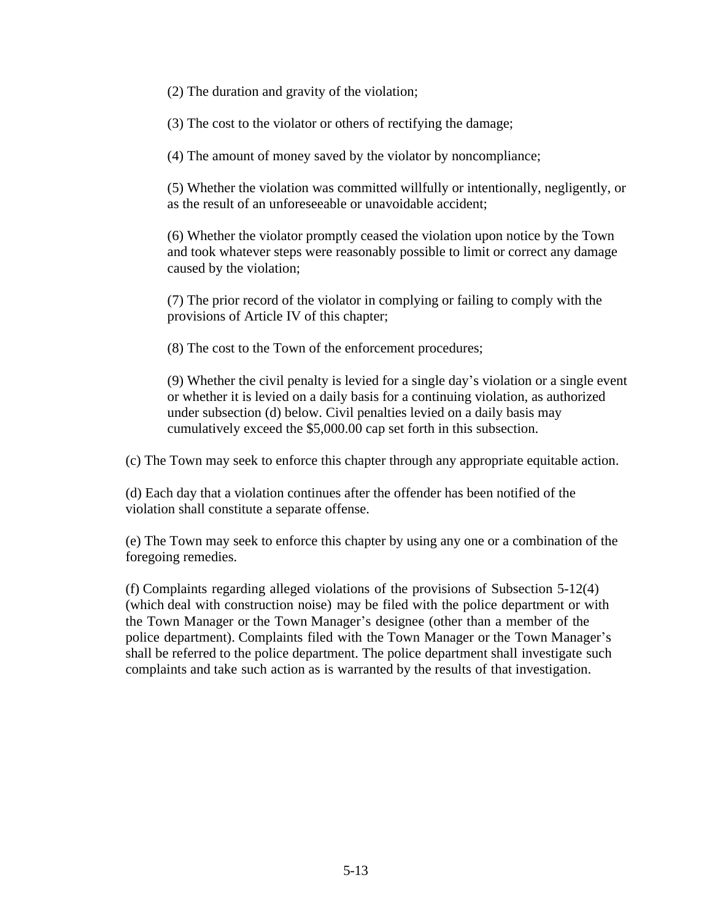(2) The duration and gravity of the violation;

(3) The cost to the violator or others of rectifying the damage;

(4) The amount of money saved by the violator by noncompliance;

(5) Whether the violation was committed willfully or intentionally, negligently, or as the result of an unforeseeable or unavoidable accident;

(6) Whether the violator promptly ceased the violation upon notice by the Town and took whatever steps were reasonably possible to limit or correct any damage caused by the violation;

(7) The prior record of the violator in complying or failing to comply with the provisions of Article IV of this chapter;

(8) The cost to the Town of the enforcement procedures;

(9) Whether the civil penalty is levied for a single day's violation or a single event or whether it is levied on a daily basis for a continuing violation, as authorized under subsection (d) below. Civil penalties levied on a daily basis may cumulatively exceed the $5,000.00 cap set forth in this subsection.

(c) The Town may seek to enforce this chapter through any appropriate equitable action.

(d) Each day that a violation continues after the offender has been notified of the violation shall constitute a separate offense.

(e) The Town may seek to enforce this chapter by using any one or a combination of the foregoing remedies.

(f) Complaints regarding alleged violations of the provisions of Subsection 5-12(4) (which deal with construction noise) may be filed with the police department or with the Town Manager or the Town Manager's designee (other than a member of the police department). Complaints filed with the Town Manager or the Town Manager's shall be referred to the police department. The police department shall investigate such complaints and take such action as is warranted by the results of that investigation.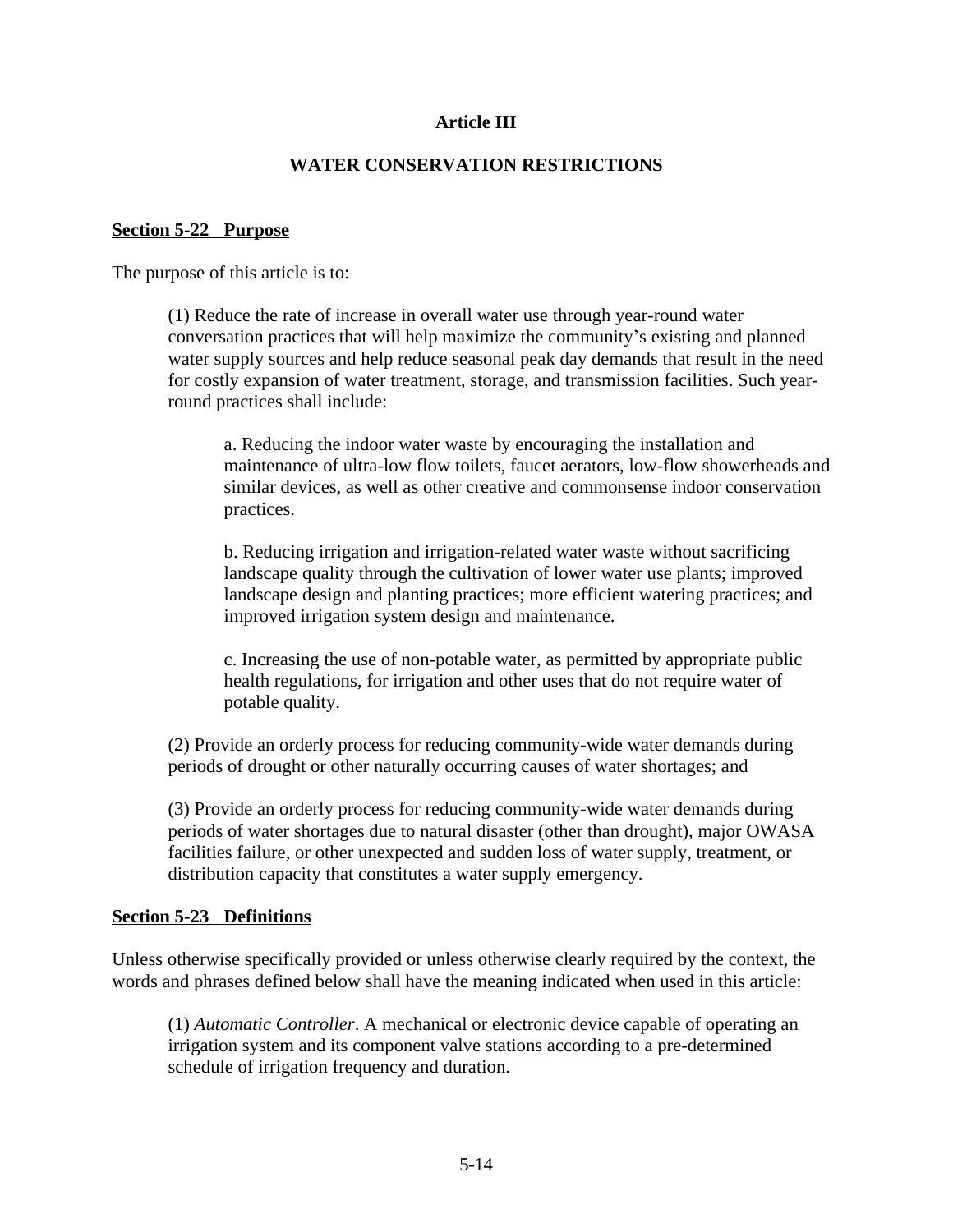# Article III

## WATER CONSERVATION RESTRICTIONS

### Section 5-22 Purpose

The purpose of this article is to:

(1) Reduce the rate of increase in overall water use through year-round water conversation practices that will help maximize the community's existing and planned water supply sources and help reduce seasonal peak day demands that result in the need for costly expansion of water treatment, storage, and transmission facilities. Such year-round practices shall include:

a. Reducing the indoor water waste by encouraging the installation and maintenance of ultra-low flow toilets, faucet aerators, low-flow showerheads and similar devices, as well as other creative and commonsense indoor conservation practices.

b. Reducing irrigation and irrigation-related water waste without sacrificing landscape quality through the cultivation of lower water use plants; improved landscape design and planting practices; more efficient watering practices; and improved irrigation system design and maintenance.

c. Increasing the use of non-potable water, as permitted by appropriate public health regulations, for irrigation and other uses that do not require water of potable quality.

(2) Provide an orderly process for reducing community-wide water demands during periods of drought or other naturally occurring causes of water shortages; and

(3) Provide an orderly process for reducing community-wide water demands during periods of water shortages due to natural disaster (other than drought), major OWASA facilities failure, or other unexpected and sudden loss of water supply, treatment, or distribution capacity that constitutes a water supply emergency.

### Section 5-23 Definitions

Unless otherwise specifically provided or unless otherwise clearly required by the context, the words and phrases defined below shall have the meaning indicated when used in this article:

(1) *Automatic Controller*. A mechanical or electronic device capable of operating an irrigation system and its component valve stations according to a pre-determined schedule of irrigation frequency and duration.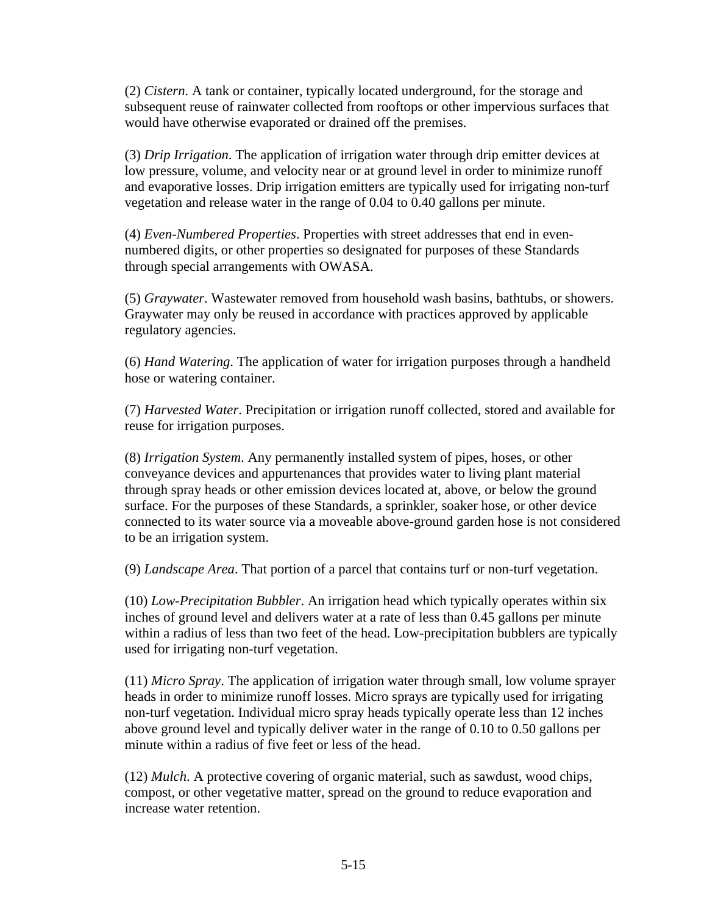(2) *Cistern*. A tank or container, typically located underground, for the storage and subsequent reuse of rainwater collected from rooftops or other impervious surfaces that would have otherwise evaporated or drained off the premises.

(3) *Drip Irrigation*. The application of irrigation water through drip emitter devices at low pressure, volume, and velocity near or at ground level in order to minimize runoff and evaporative losses. Drip irrigation emitters are typically used for irrigating non-turf vegetation and release water in the range of 0.04 to 0.40 gallons per minute.

(4) *Even-Numbered Properties*. Properties with street addresses that end in even-numbered digits, or other properties so designated for purposes of these Standards through special arrangements with OWASA.

(5) *Graywater*. Wastewater removed from household wash basins, bathtubs, or showers. Graywater may only be reused in accordance with practices approved by applicable regulatory agencies.

(6) *Hand Watering*. The application of water for irrigation purposes through a handheld hose or watering container.

(7) *Harvested Water*. Precipitation or irrigation runoff collected, stored and available for reuse for irrigation purposes.

(8) *Irrigation System*. Any permanently installed system of pipes, hoses, or other conveyance devices and appurtenances that provides water to living plant material through spray heads or other emission devices located at, above, or below the ground surface. For the purposes of these Standards, a sprinkler, soaker hose, or other device connected to its water source via a moveable above-ground garden hose is not considered to be an irrigation system.

(9) *Landscape Area*. That portion of a parcel that contains turf or non-turf vegetation.

(10) *Low-Precipitation Bubbler*. An irrigation head which typically operates within six inches of ground level and delivers water at a rate of less than 0.45 gallons per minute within a radius of less than two feet of the head. Low-precipitation bubblers are typically used for irrigating non-turf vegetation.

(11) *Micro Spray*. The application of irrigation water through small, low volume sprayer heads in order to minimize runoff losses. Micro sprays are typically used for irrigating non-turf vegetation. Individual micro spray heads typically operate less than 12 inches above ground level and typically deliver water in the range of 0.10 to 0.50 gallons per minute within a radius of five feet or less of the head.

(12) *Mulch*. A protective covering of organic material, such as sawdust, wood chips, compost, or other vegetative matter, spread on the ground to reduce evaporation and increase water retention.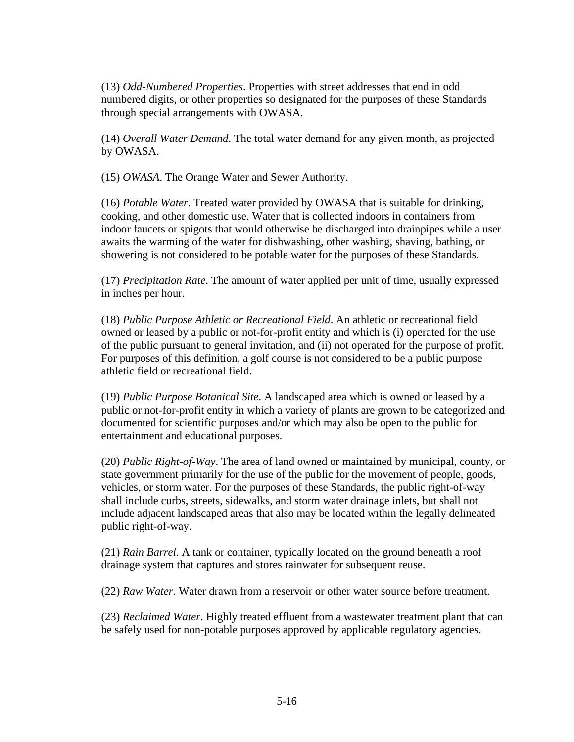(13) *Odd-Numbered Properties*. Properties with street addresses that end in odd numbered digits, or other properties so designated for the purposes of these Standards through special arrangements with OWASA.

(14) *Overall Water Demand*. The total water demand for any given month, as projected by OWASA.

(15) *OWASA*. The Orange Water and Sewer Authority.

(16) *Potable Water*. Treated water provided by OWASA that is suitable for drinking, cooking, and other domestic use. Water that is collected indoors in containers from indoor faucets or spigots that would otherwise be discharged into drainpipes while a user awaits the warming of the water for dishwashing, other washing, shaving, bathing, or showering is not considered to be potable water for the purposes of these Standards.

(17) *Precipitation Rate*. The amount of water applied per unit of time, usually expressed in inches per hour.

(18) *Public Purpose Athletic or Recreational Field*. An athletic or recreational field owned or leased by a public or not-for-profit entity and which is (i) operated for the use of the public pursuant to general invitation, and (ii) not operated for the purpose of profit. For purposes of this definition, a golf course is not considered to be a public purpose athletic field or recreational field.

(19) *Public Purpose Botanical Site*. A landscaped area which is owned or leased by a public or not-for-profit entity in which a variety of plants are grown to be categorized and documented for scientific purposes and/or which may also be open to the public for entertainment and educational purposes.

(20) *Public Right-of-Way*. The area of land owned or maintained by municipal, county, or state government primarily for the use of the public for the movement of people, goods, vehicles, or storm water. For the purposes of these Standards, the public right-of-way shall include curbs, streets, sidewalks, and storm water drainage inlets, but shall not include adjacent landscaped areas that also may be located within the legally delineated public right-of-way.

(21) *Rain Barrel*. A tank or container, typically located on the ground beneath a roof drainage system that captures and stores rainwater for subsequent reuse.

(22) *Raw Water*. Water drawn from a reservoir or other water source before treatment.

(23) *Reclaimed Water*. Highly treated effluent from a wastewater treatment plant that can be safely used for non-potable purposes approved by applicable regulatory agencies.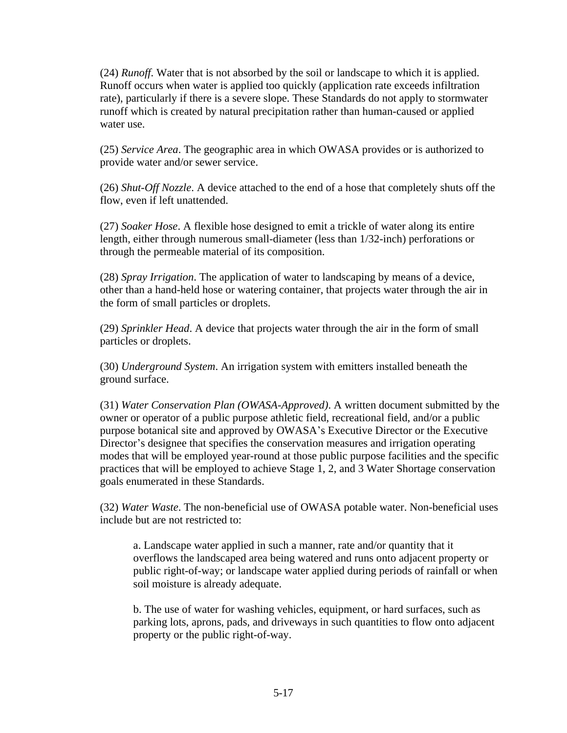(24) *Runoff*. Water that is not absorbed by the soil or landscape to which it is applied. Runoff occurs when water is applied too quickly (application rate exceeds infiltration rate), particularly if there is a severe slope. These Standards do not apply to stormwater runoff which is created by natural precipitation rather than human-caused or applied water use.

(25) *Service Area*. The geographic area in which OWASA provides or is authorized to provide water and/or sewer service.

(26) *Shut-Off Nozzle*. A device attached to the end of a hose that completely shuts off the flow, even if left unattended.

(27) *Soaker Hose*. A flexible hose designed to emit a trickle of water along its entire length, either through numerous small-diameter (less than 1/32-inch) perforations or through the permeable material of its composition.

(28) *Spray Irrigation*. The application of water to landscaping by means of a device, other than a hand-held hose or watering container, that projects water through the air in the form of small particles or droplets.

(29) *Sprinkler Head*. A device that projects water through the air in the form of small particles or droplets.

(30) *Underground System*. An irrigation system with emitters installed beneath the ground surface.

(31) *Water Conservation Plan (OWASA-Approved)*. A written document submitted by the owner or operator of a public purpose athletic field, recreational field, and/or a public purpose botanical site and approved by OWASA's Executive Director or the Executive Director's designee that specifies the conservation measures and irrigation operating modes that will be employed year-round at those public purpose facilities and the specific practices that will be employed to achieve Stage 1, 2, and 3 Water Shortage conservation goals enumerated in these Standards.

(32) *Water Waste*. The non-beneficial use of OWASA potable water. Non-beneficial uses include but are not restricted to:

> a. Landscape water applied in such a manner, rate and/or quantity that it overflows the landscaped area being watered and runs onto adjacent property or public right-of-way; or landscape water applied during periods of rainfall or when soil moisture is already adequate.
>
> b. The use of water for washing vehicles, equipment, or hard surfaces, such as parking lots, aprons, pads, and driveways in such quantities to flow onto adjacent property or the public right-of-way.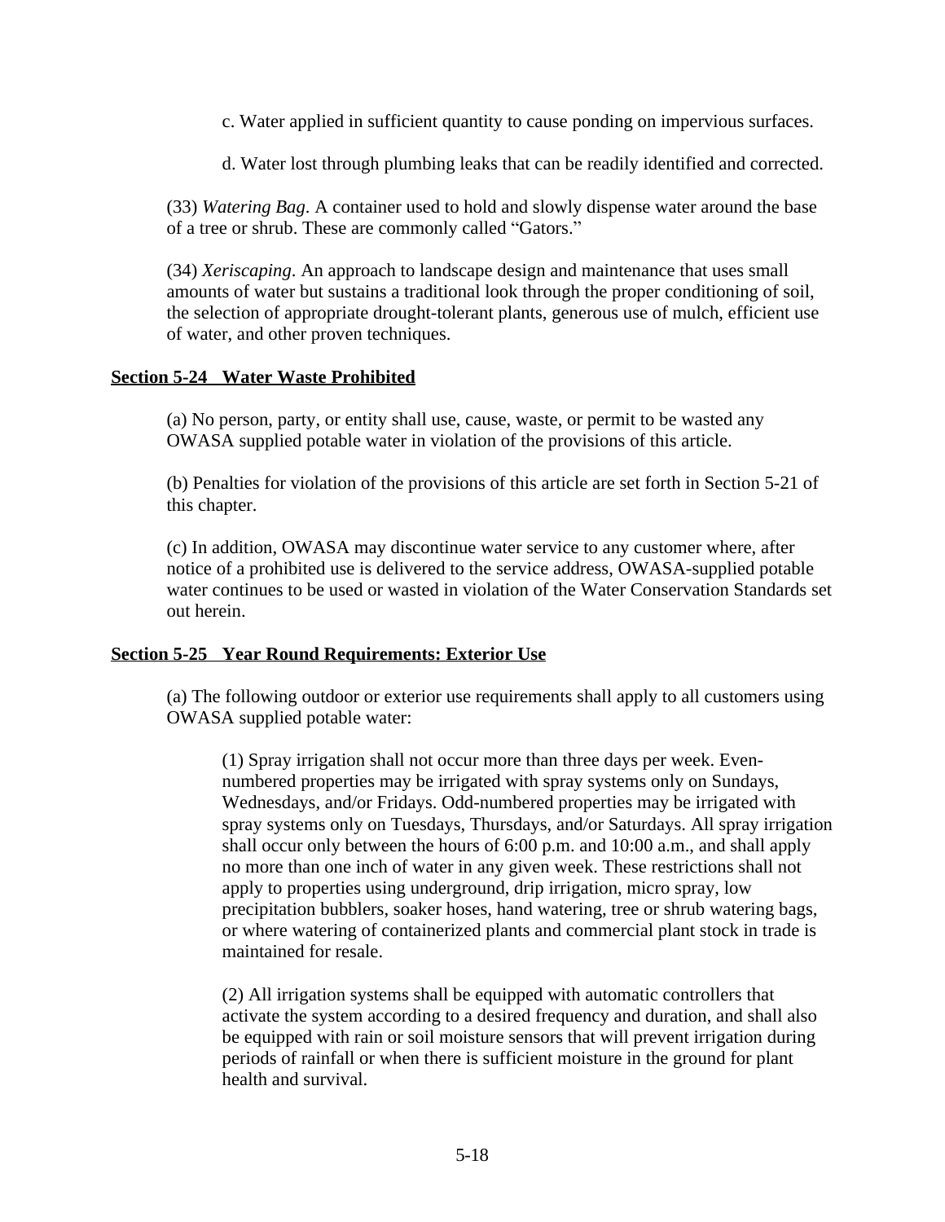c. Water applied in sufficient quantity to cause ponding on impervious surfaces.

d. Water lost through plumbing leaks that can be readily identified and corrected.

(33) *Watering Bag*. A container used to hold and slowly dispense water around the base of a tree or shrub. These are commonly called "Gators."

(34) *Xeriscaping*. An approach to landscape design and maintenance that uses small amounts of water but sustains a traditional look through the proper conditioning of soil, the selection of appropriate drought-tolerant plants, generous use of mulch, efficient use of water, and other proven techniques.

**Section 5-24 Water Waste Prohibited**

(a) No person, party, or entity shall use, cause, waste, or permit to be wasted any OWASA supplied potable water in violation of the provisions of this article.

(b) Penalties for violation of the provisions of this article are set forth in Section 5-21 of this chapter.

(c) In addition, OWASA may discontinue water service to any customer where, after notice of a prohibited use is delivered to the service address, OWASA-supplied potable water continues to be used or wasted in violation of the Water Conservation Standards set out herein.

**Section 5-25 Year Round Requirements: Exterior Use**

(a) The following outdoor or exterior use requirements shall apply to all customers using OWASA supplied potable water:

(1) Spray irrigation shall not occur more than three days per week. Even-numbered properties may be irrigated with spray systems only on Sundays, Wednesdays, and/or Fridays. Odd-numbered properties may be irrigated with spray systems only on Tuesdays, Thursdays, and/or Saturdays. All spray irrigation shall occur only between the hours of 6:00 p.m. and 10:00 a.m., and shall apply no more than one inch of water in any given week. These restrictions shall not apply to properties using underground, drip irrigation, micro spray, low precipitation bubblers, soaker hoses, hand watering, tree or shrub watering bags, or where watering of containerized plants and commercial plant stock in trade is maintained for resale.

(2) All irrigation systems shall be equipped with automatic controllers that activate the system according to a desired frequency and duration, and shall also be equipped with rain or soil moisture sensors that will prevent irrigation during periods of rainfall or when there is sufficient moisture in the ground for plant health and survival.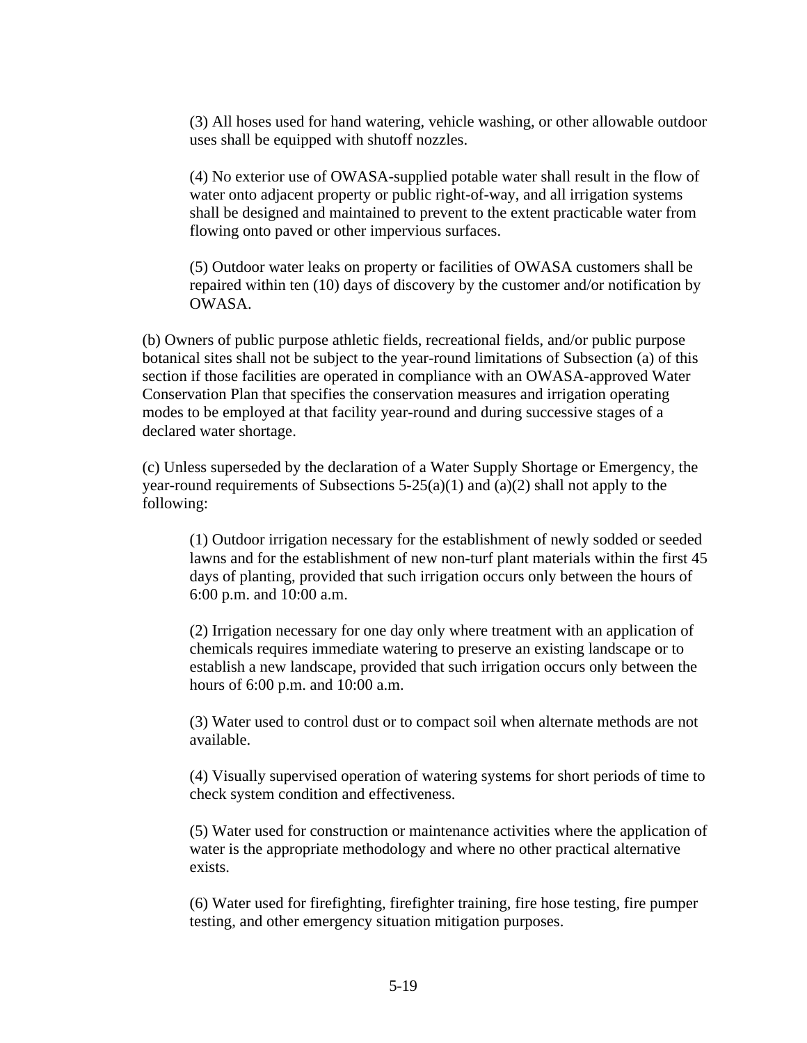(3) All hoses used for hand watering, vehicle washing, or other allowable outdoor uses shall be equipped with shutoff nozzles.

(4) No exterior use of OWASA-supplied potable water shall result in the flow of water onto adjacent property or public right-of-way, and all irrigation systems shall be designed and maintained to prevent to the extent practicable water from flowing onto paved or other impervious surfaces.

(5) Outdoor water leaks on property or facilities of OWASA customers shall be repaired within ten (10) days of discovery by the customer and/or notification by OWASA.

(b) Owners of public purpose athletic fields, recreational fields, and/or public purpose botanical sites shall not be subject to the year-round limitations of Subsection (a) of this section if those facilities are operated in compliance with an OWASA-approved Water Conservation Plan that specifies the conservation measures and irrigation operating modes to be employed at that facility year-round and during successive stages of a declared water shortage.

(c) Unless superseded by the declaration of a Water Supply Shortage or Emergency, the year-round requirements of Subsections 5-25(a)(1) and (a)(2) shall not apply to the following:

(1) Outdoor irrigation necessary for the establishment of newly sodded or seeded lawns and for the establishment of new non-turf plant materials within the first 45 days of planting, provided that such irrigation occurs only between the hours of 6:00 p.m. and 10:00 a.m.

(2) Irrigation necessary for one day only where treatment with an application of chemicals requires immediate watering to preserve an existing landscape or to establish a new landscape, provided that such irrigation occurs only between the hours of 6:00 p.m. and 10:00 a.m.

(3) Water used to control dust or to compact soil when alternate methods are not available.

(4) Visually supervised operation of watering systems for short periods of time to check system condition and effectiveness.

(5) Water used for construction or maintenance activities where the application of water is the appropriate methodology and where no other practical alternative exists.

(6) Water used for firefighting, firefighter training, fire hose testing, fire pumper testing, and other emergency situation mitigation purposes.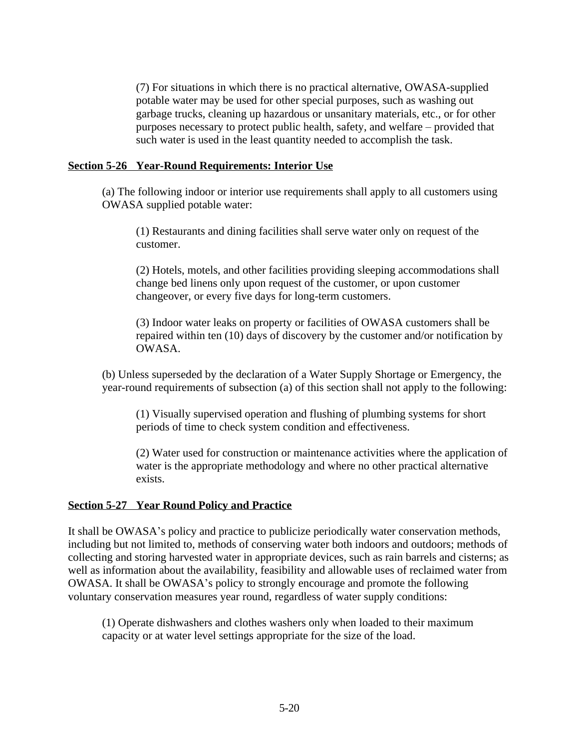(7) For situations in which there is no practical alternative, OWASA-supplied potable water may be used for other special purposes, such as washing out garbage trucks, cleaning up hazardous or unsanitary materials, etc., or for other purposes necessary to protect public health, safety, and welfare – provided that such water is used in the least quantity needed to accomplish the task.

**Section 5-26 Year-Round Requirements: Interior Use**

(a) The following indoor or interior use requirements shall apply to all customers using OWASA supplied potable water:

(1) Restaurants and dining facilities shall serve water only on request of the customer.

(2) Hotels, motels, and other facilities providing sleeping accommodations shall change bed linens only upon request of the customer, or upon customer changeover, or every five days for long-term customers.

(3) Indoor water leaks on property or facilities of OWASA customers shall be repaired within ten (10) days of discovery by the customer and/or notification by OWASA.

(b) Unless superseded by the declaration of a Water Supply Shortage or Emergency, the year-round requirements of subsection (a) of this section shall not apply to the following:

(1) Visually supervised operation and flushing of plumbing systems for short periods of time to check system condition and effectiveness.

(2) Water used for construction or maintenance activities where the application of water is the appropriate methodology and where no other practical alternative exists.

**Section 5-27 Year Round Policy and Practice**

It shall be OWASA's policy and practice to publicize periodically water conservation methods, including but not limited to, methods of conserving water both indoors and outdoors; methods of collecting and storing harvested water in appropriate devices, such as rain barrels and cisterns; as well as information about the availability, feasibility and allowable uses of reclaimed water from OWASA. It shall be OWASA's policy to strongly encourage and promote the following voluntary conservation measures year round, regardless of water supply conditions:

(1) Operate dishwashers and clothes washers only when loaded to their maximum capacity or at water level settings appropriate for the size of the load.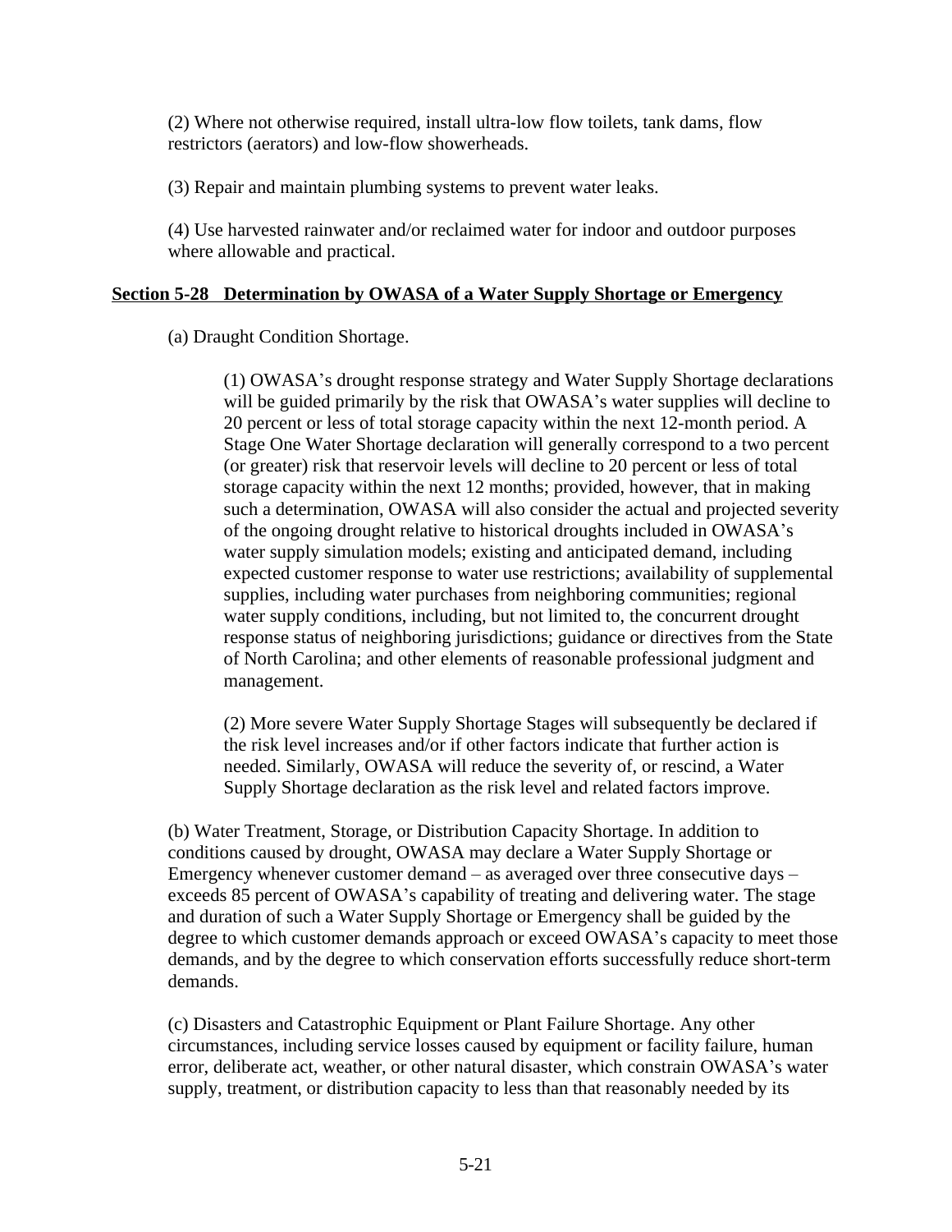(2) Where not otherwise required, install ultra-low flow toilets, tank dams, flow restrictors (aerators) and low-flow showerheads.

(3) Repair and maintain plumbing systems to prevent water leaks.

(4) Use harvested rainwater and/or reclaimed water for indoor and outdoor purposes where allowable and practical.

## Section 5-28 Determination by OWASA of a Water Supply Shortage or Emergency

(a) Draught Condition Shortage.

(1) OWASA's drought response strategy and Water Supply Shortage declarations will be guided primarily by the risk that OWASA's water supplies will decline to 20 percent or less of total storage capacity within the next 12-month period. A Stage One Water Shortage declaration will generally correspond to a two percent (or greater) risk that reservoir levels will decline to 20 percent or less of total storage capacity within the next 12 months; provided, however, that in making such a determination, OWASA will also consider the actual and projected severity of the ongoing drought relative to historical droughts included in OWASA's water supply simulation models; existing and anticipated demand, including expected customer response to water use restrictions; availability of supplemental supplies, including water purchases from neighboring communities; regional water supply conditions, including, but not limited to, the concurrent drought response status of neighboring jurisdictions; guidance or directives from the State of North Carolina; and other elements of reasonable professional judgment and management.

(2) More severe Water Supply Shortage Stages will subsequently be declared if the risk level increases and/or if other factors indicate that further action is needed. Similarly, OWASA will reduce the severity of, or rescind, a Water Supply Shortage declaration as the risk level and related factors improve.

(b) Water Treatment, Storage, or Distribution Capacity Shortage. In addition to conditions caused by drought, OWASA may declare a Water Supply Shortage or Emergency whenever customer demand – as averaged over three consecutive days – exceeds 85 percent of OWASA's capability of treating and delivering water. The stage and duration of such a Water Supply Shortage or Emergency shall be guided by the degree to which customer demands approach or exceed OWASA's capacity to meet those demands, and by the degree to which conservation efforts successfully reduce short-term demands.

(c) Disasters and Catastrophic Equipment or Plant Failure Shortage. Any other circumstances, including service losses caused by equipment or facility failure, human error, deliberate act, weather, or other natural disaster, which constrain OWASA's water supply, treatment, or distribution capacity to less than that reasonably needed by its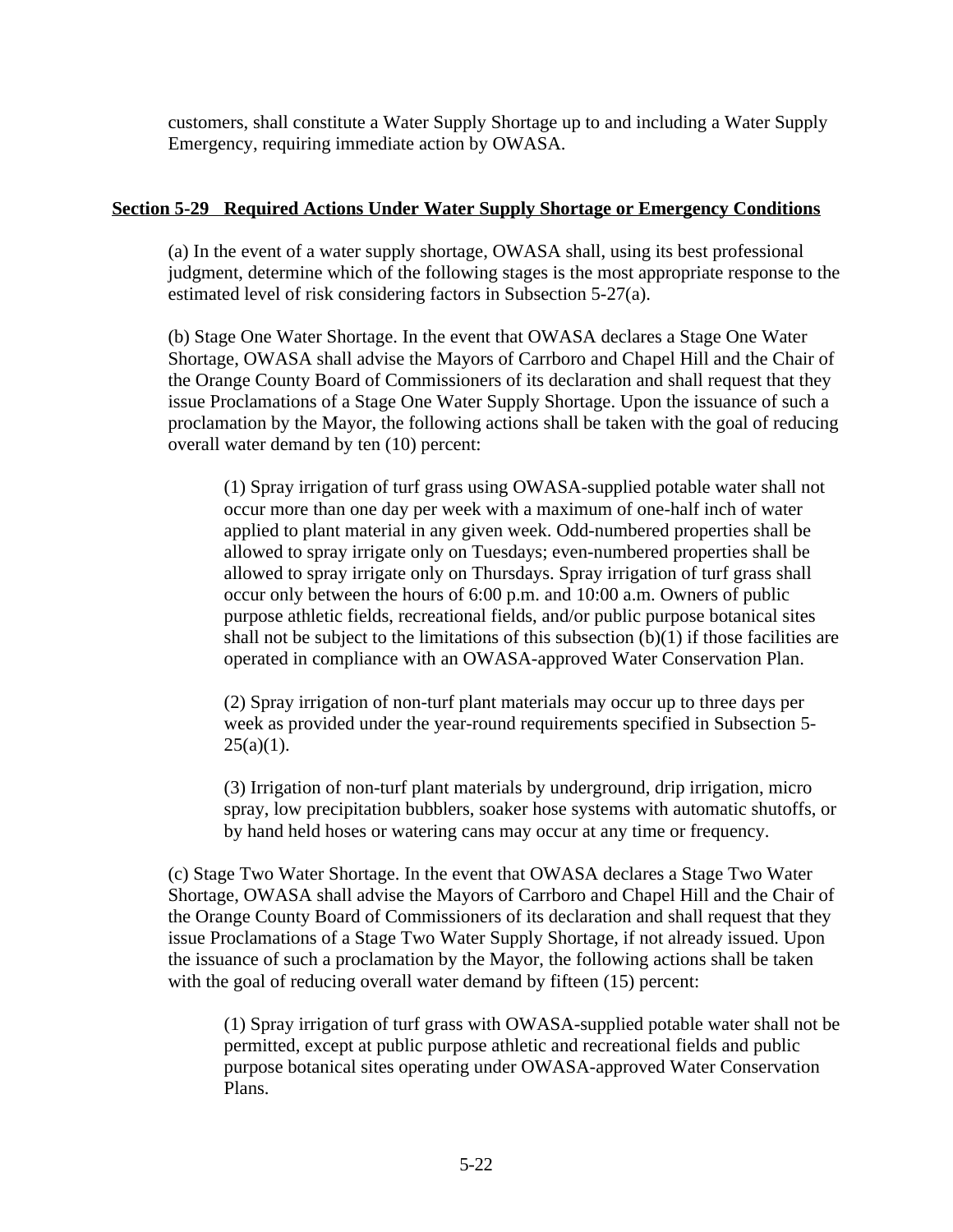customers, shall constitute a Water Supply Shortage up to and including a Water Supply Emergency, requiring immediate action by OWASA.

## Section 5-29 Required Actions Under Water Supply Shortage or Emergency Conditions

(a) In the event of a water supply shortage, OWASA shall, using its best professional judgment, determine which of the following stages is the most appropriate response to the estimated level of risk considering factors in Subsection 5-27(a).

(b) Stage One Water Shortage. In the event that OWASA declares a Stage One Water Shortage, OWASA shall advise the Mayors of Carrboro and Chapel Hill and the Chair of the Orange County Board of Commissioners of its declaration and shall request that they issue Proclamations of a Stage One Water Supply Shortage. Upon the issuance of such a proclamation by the Mayor, the following actions shall be taken with the goal of reducing overall water demand by ten (10) percent:

(1) Spray irrigation of turf grass using OWASA-supplied potable water shall not occur more than one day per week with a maximum of one-half inch of water applied to plant material in any given week. Odd-numbered properties shall be allowed to spray irrigate only on Tuesdays; even-numbered properties shall be allowed to spray irrigate only on Thursdays. Spray irrigation of turf grass shall occur only between the hours of 6:00 p.m. and 10:00 a.m. Owners of public purpose athletic fields, recreational fields, and/or public purpose botanical sites shall not be subject to the limitations of this subsection (b)(1) if those facilities are operated in compliance with an OWASA-approved Water Conservation Plan.

(2) Spray irrigation of non-turf plant materials may occur up to three days per week as provided under the year-round requirements specified in Subsection 5-25(a)(1).

(3) Irrigation of non-turf plant materials by underground, drip irrigation, micro spray, low precipitation bubblers, soaker hose systems with automatic shutoffs, or by hand held hoses or watering cans may occur at any time or frequency.

(c) Stage Two Water Shortage. In the event that OWASA declares a Stage Two Water Shortage, OWASA shall advise the Mayors of Carrboro and Chapel Hill and the Chair of the Orange County Board of Commissioners of its declaration and shall request that they issue Proclamations of a Stage Two Water Supply Shortage, if not already issued. Upon the issuance of such a proclamation by the Mayor, the following actions shall be taken with the goal of reducing overall water demand by fifteen (15) percent:

(1) Spray irrigation of turf grass with OWASA-supplied potable water shall not be permitted, except at public purpose athletic and recreational fields and public purpose botanical sites operating under OWASA-approved Water Conservation Plans.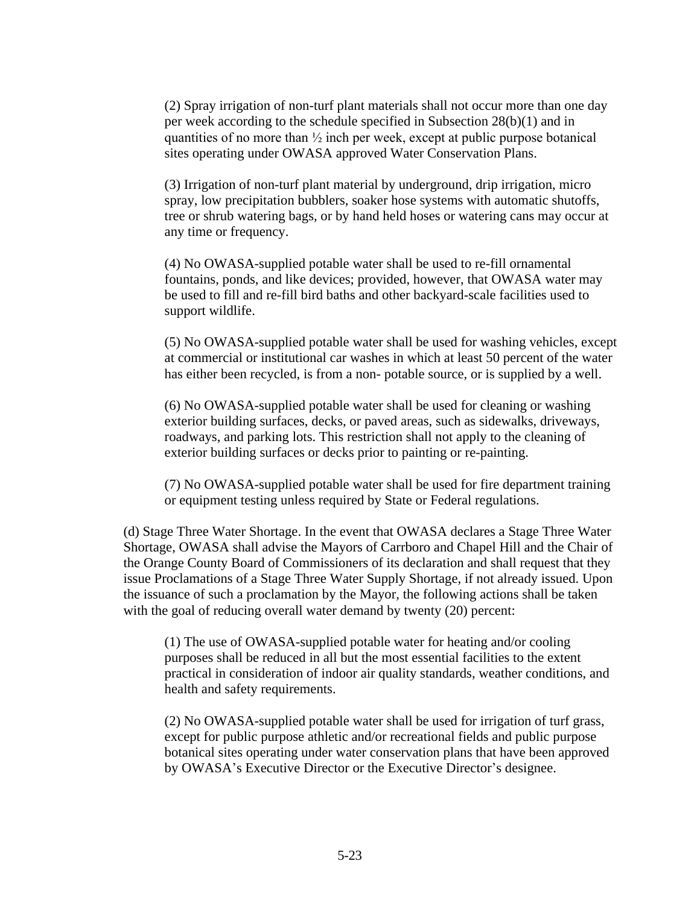(2) Spray irrigation of non-turf plant materials shall not occur more than one day per week according to the schedule specified in Subsection 28(b)(1) and in quantities of no more than ½ inch per week, except at public purpose botanical sites operating under OWASA approved Water Conservation Plans.

(3) Irrigation of non-turf plant material by underground, drip irrigation, micro spray, low precipitation bubblers, soaker hose systems with automatic shutoffs, tree or shrub watering bags, or by hand held hoses or watering cans may occur at any time or frequency.

(4) No OWASA-supplied potable water shall be used to re-fill ornamental fountains, ponds, and like devices; provided, however, that OWASA water may be used to fill and re-fill bird baths and other backyard-scale facilities used to support wildlife.

(5) No OWASA-supplied potable water shall be used for washing vehicles, except at commercial or institutional car washes in which at least 50 percent of the water has either been recycled, is from a non- potable source, or is supplied by a well.

(6) No OWASA-supplied potable water shall be used for cleaning or washing exterior building surfaces, decks, or paved areas, such as sidewalks, driveways, roadways, and parking lots. This restriction shall not apply to the cleaning of exterior building surfaces or decks prior to painting or re-painting.

(7) No OWASA-supplied potable water shall be used for fire department training or equipment testing unless required by State or Federal regulations.

(d) Stage Three Water Shortage. In the event that OWASA declares a Stage Three Water Shortage, OWASA shall advise the Mayors of Carrboro and Chapel Hill and the Chair of the Orange County Board of Commissioners of its declaration and shall request that they issue Proclamations of a Stage Three Water Supply Shortage, if not already issued. Upon the issuance of such a proclamation by the Mayor, the following actions shall be taken with the goal of reducing overall water demand by twenty (20) percent:

(1) The use of OWASA-supplied potable water for heating and/or cooling purposes shall be reduced in all but the most essential facilities to the extent practical in consideration of indoor air quality standards, weather conditions, and health and safety requirements.

(2) No OWASA-supplied potable water shall be used for irrigation of turf grass, except for public purpose athletic and/or recreational fields and public purpose botanical sites operating under water conservation plans that have been approved by OWASA's Executive Director or the Executive Director's designee.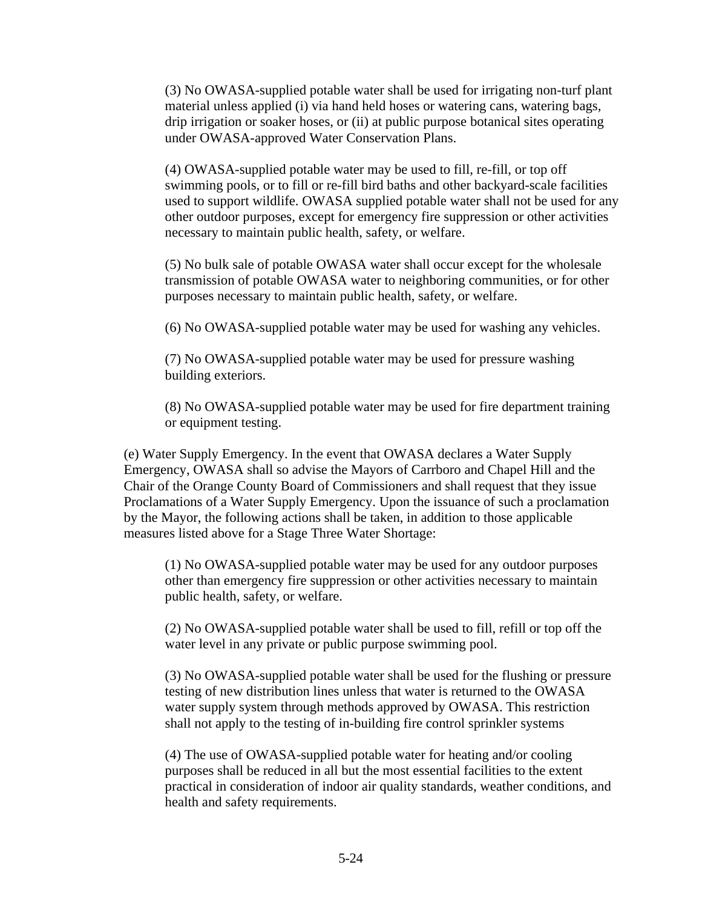(3) No OWASA-supplied potable water shall be used for irrigating non-turf plant material unless applied (i) via hand held hoses or watering cans, watering bags, drip irrigation or soaker hoses, or (ii) at public purpose botanical sites operating under OWASA-approved Water Conservation Plans.

(4) OWASA-supplied potable water may be used to fill, re-fill, or top off swimming pools, or to fill or re-fill bird baths and other backyard-scale facilities used to support wildlife. OWASA supplied potable water shall not be used for any other outdoor purposes, except for emergency fire suppression or other activities necessary to maintain public health, safety, or welfare.

(5) No bulk sale of potable OWASA water shall occur except for the wholesale transmission of potable OWASA water to neighboring communities, or for other purposes necessary to maintain public health, safety, or welfare.

(6) No OWASA-supplied potable water may be used for washing any vehicles.

(7) No OWASA-supplied potable water may be used for pressure washing building exteriors.

(8) No OWASA-supplied potable water may be used for fire department training or equipment testing.

(e) Water Supply Emergency. In the event that OWASA declares a Water Supply Emergency, OWASA shall so advise the Mayors of Carrboro and Chapel Hill and the Chair of the Orange County Board of Commissioners and shall request that they issue Proclamations of a Water Supply Emergency. Upon the issuance of such a proclamation by the Mayor, the following actions shall be taken, in addition to those applicable measures listed above for a Stage Three Water Shortage:

(1) No OWASA-supplied potable water may be used for any outdoor purposes other than emergency fire suppression or other activities necessary to maintain public health, safety, or welfare.

(2) No OWASA-supplied potable water shall be used to fill, refill or top off the water level in any private or public purpose swimming pool.

(3) No OWASA-supplied potable water shall be used for the flushing or pressure testing of new distribution lines unless that water is returned to the OWASA water supply system through methods approved by OWASA. This restriction shall not apply to the testing of in-building fire control sprinkler systems

(4) The use of OWASA-supplied potable water for heating and/or cooling purposes shall be reduced in all but the most essential facilities to the extent practical in consideration of indoor air quality standards, weather conditions, and health and safety requirements.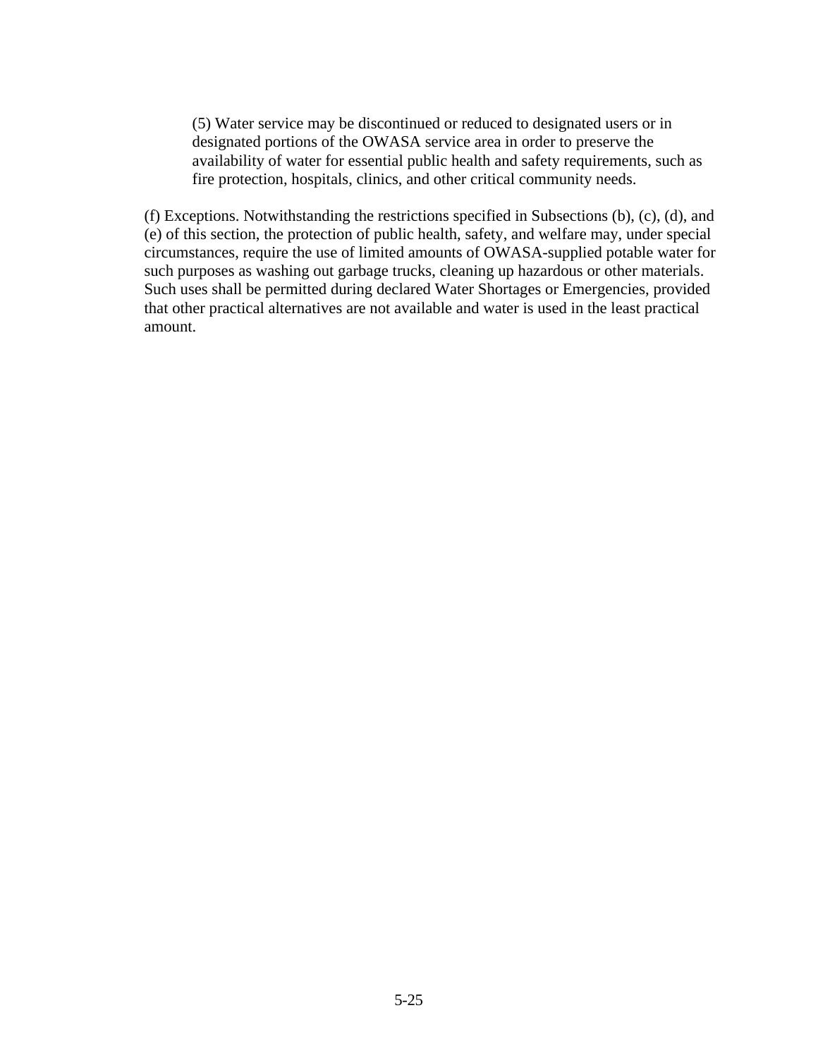(5) Water service may be discontinued or reduced to designated users or in designated portions of the OWASA service area in order to preserve the availability of water for essential public health and safety requirements, such as fire protection, hospitals, clinics, and other critical community needs.

(f) Exceptions. Notwithstanding the restrictions specified in Subsections (b), (c), (d), and (e) of this section, the protection of public health, safety, and welfare may, under special circumstances, require the use of limited amounts of OWASA-supplied potable water for such purposes as washing out garbage trucks, cleaning up hazardous or other materials. Such uses shall be permitted during declared Water Shortages or Emergencies, provided that other practical alternatives are not available and water is used in the least practical amount.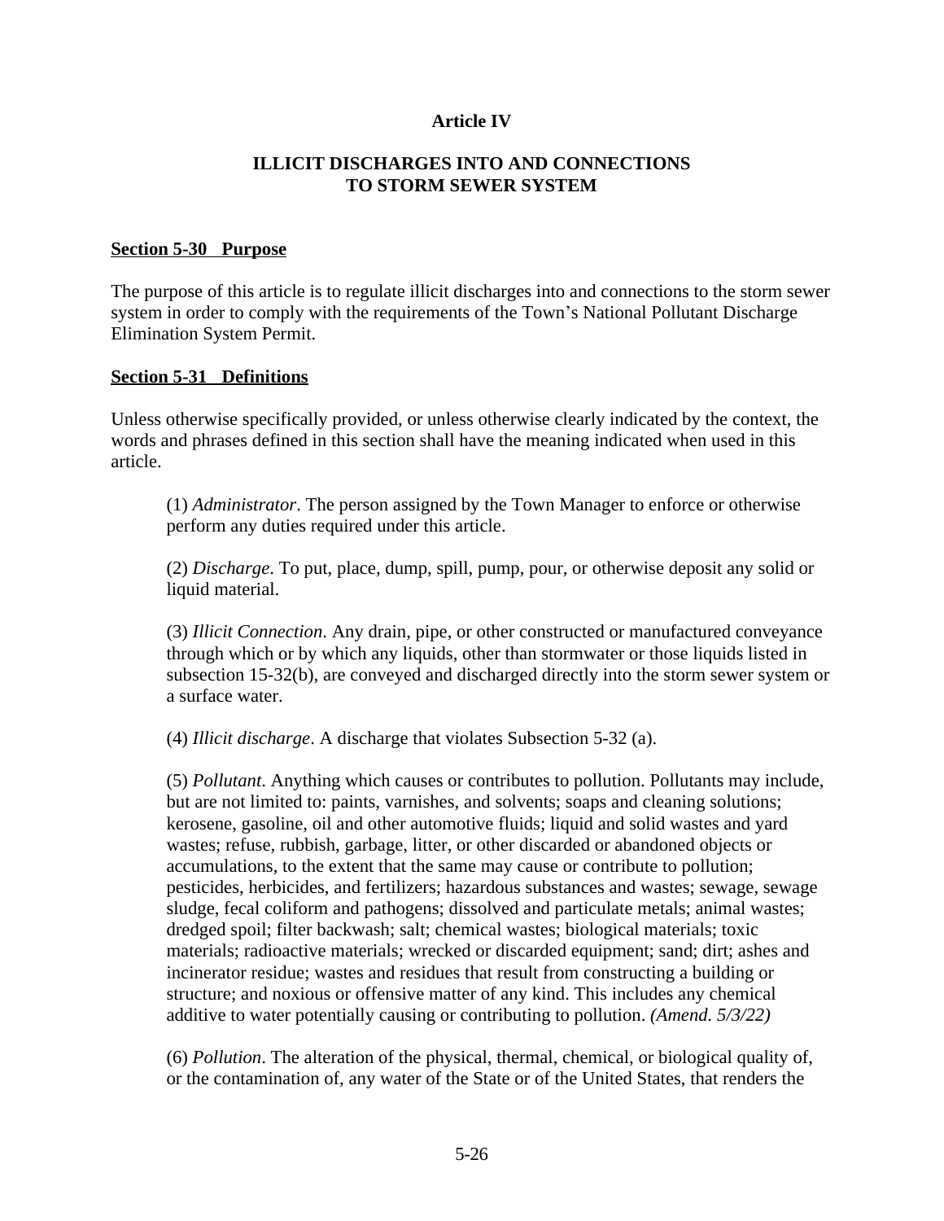# Article IV

## ILLICIT DISCHARGES INTO AND CONNECTIONS TO STORM SEWER SYSTEM

### Section 5-30 Purpose

The purpose of this article is to regulate illicit discharges into and connections to the storm sewer system in order to comply with the requirements of the Town's National Pollutant Discharge Elimination System Permit.

### Section 5-31 Definitions

Unless otherwise specifically provided, or unless otherwise clearly indicated by the context, the words and phrases defined in this section shall have the meaning indicated when used in this article.

(1) *Administrator*. The person assigned by the Town Manager to enforce or otherwise perform any duties required under this article.

(2) *Discharge*. To put, place, dump, spill, pump, pour, or otherwise deposit any solid or liquid material.

(3) *Illicit Connection*. Any drain, pipe, or other constructed or manufactured conveyance through which or by which any liquids, other than stormwater or those liquids listed in subsection 15-32(b), are conveyed and discharged directly into the storm sewer system or a surface water.

(4) *Illicit discharge*. A discharge that violates Subsection 5-32 (a).

(5) *Pollutant*. Anything which causes or contributes to pollution. Pollutants may include, but are not limited to: paints, varnishes, and solvents; soaps and cleaning solutions; kerosene, gasoline, oil and other automotive fluids; liquid and solid wastes and yard wastes; refuse, rubbish, garbage, litter, or other discarded or abandoned objects or accumulations, to the extent that the same may cause or contribute to pollution; pesticides, herbicides, and fertilizers; hazardous substances and wastes; sewage, sewage sludge, fecal coliform and pathogens; dissolved and particulate metals; animal wastes; dredged spoil; filter backwash; salt; chemical wastes; biological materials; toxic materials; radioactive materials; wrecked or discarded equipment; sand; dirt; ashes and incinerator residue; wastes and residues that result from constructing a building or structure; and noxious or offensive matter of any kind. This includes any chemical additive to water potentially causing or contributing to pollution. *(Amend. 5/3/22)*

(6) *Pollution*. The alteration of the physical, thermal, chemical, or biological quality of, or the contamination of, any water of the State or of the United States, that renders the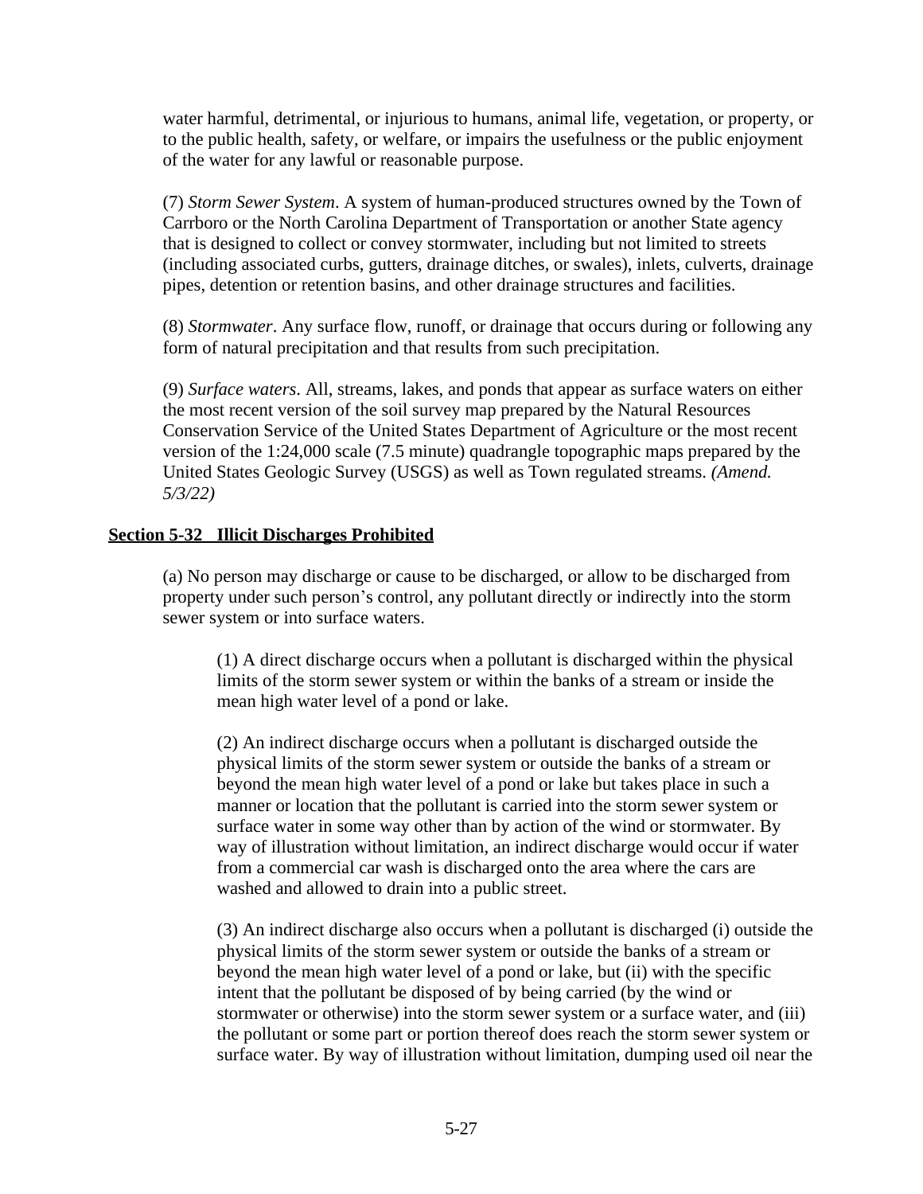water harmful, detrimental, or injurious to humans, animal life, vegetation, or property, or to the public health, safety, or welfare, or impairs the usefulness or the public enjoyment of the water for any lawful or reasonable purpose.

(7) *Storm Sewer System*. A system of human-produced structures owned by the Town of Carrboro or the North Carolina Department of Transportation or another State agency that is designed to collect or convey stormwater, including but not limited to streets (including associated curbs, gutters, drainage ditches, or swales), inlets, culverts, drainage pipes, detention or retention basins, and other drainage structures and facilities.

(8) *Stormwater*. Any surface flow, runoff, or drainage that occurs during or following any form of natural precipitation and that results from such precipitation.

(9) *Surface waters*. All, streams, lakes, and ponds that appear as surface waters on either the most recent version of the soil survey map prepared by the Natural Resources Conservation Service of the United States Department of Agriculture or the most recent version of the 1:24,000 scale (7.5 minute) quadrangle topographic maps prepared by the United States Geologic Survey (USGS) as well as Town regulated streams. *(Amend. 5/3/22)*

**Section 5-32 Illicit Discharges Prohibited**

(a) No person may discharge or cause to be discharged, or allow to be discharged from property under such person's control, any pollutant directly or indirectly into the storm sewer system or into surface waters.

(1) A direct discharge occurs when a pollutant is discharged within the physical limits of the storm sewer system or within the banks of a stream or inside the mean high water level of a pond or lake.

(2) An indirect discharge occurs when a pollutant is discharged outside the physical limits of the storm sewer system or outside the banks of a stream or beyond the mean high water level of a pond or lake but takes place in such a manner or location that the pollutant is carried into the storm sewer system or surface water in some way other than by action of the wind or stormwater. By way of illustration without limitation, an indirect discharge would occur if water from a commercial car wash is discharged onto the area where the cars are washed and allowed to drain into a public street.

(3) An indirect discharge also occurs when a pollutant is discharged (i) outside the physical limits of the storm sewer system or outside the banks of a stream or beyond the mean high water level of a pond or lake, but (ii) with the specific intent that the pollutant be disposed of by being carried (by the wind or stormwater or otherwise) into the storm sewer system or a surface water, and (iii) the pollutant or some part or portion thereof does reach the storm sewer system or surface water. By way of illustration without limitation, dumping used oil near the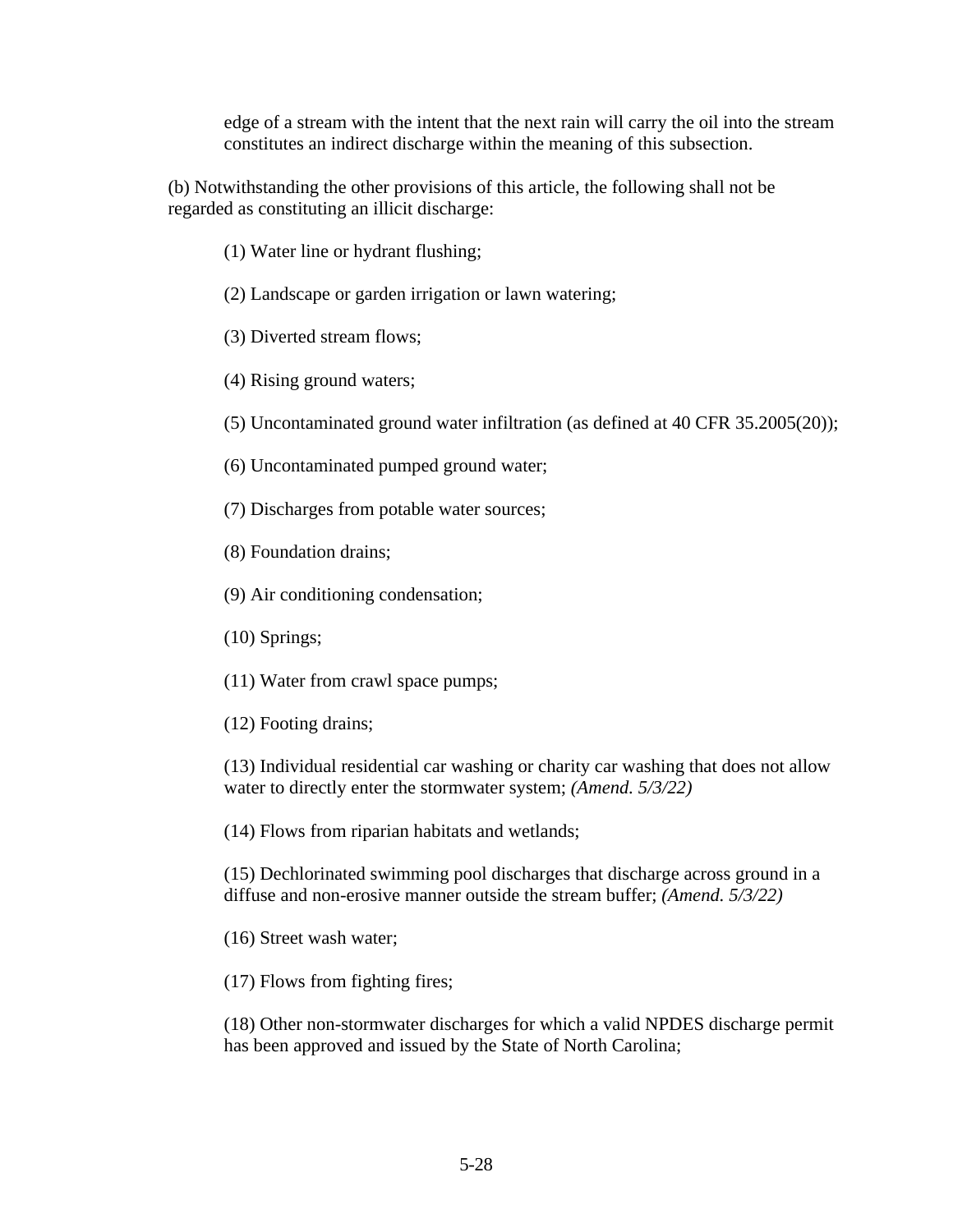edge of a stream with the intent that the next rain will carry the oil into the stream constitutes an indirect discharge within the meaning of this subsection.

(b) Notwithstanding the other provisions of this article, the following shall not be regarded as constituting an illicit discharge:

(1) Water line or hydrant flushing;

(2) Landscape or garden irrigation or lawn watering;

(3) Diverted stream flows;

(4) Rising ground waters;

(5) Uncontaminated ground water infiltration (as defined at 40 CFR 35.2005(20));

(6) Uncontaminated pumped ground water;

(7) Discharges from potable water sources;

(8) Foundation drains;

(9) Air conditioning condensation;

(10) Springs;

(11) Water from crawl space pumps;

(12) Footing drains;

(13) Individual residential car washing or charity car washing that does not allow water to directly enter the stormwater system; *(Amend. 5/3/22)*

(14) Flows from riparian habitats and wetlands;

(15) Dechlorinated swimming pool discharges that discharge across ground in a diffuse and non-erosive manner outside the stream buffer; *(Amend. 5/3/22)*

(16) Street wash water;

(17) Flows from fighting fires;

(18) Other non-stormwater discharges for which a valid NPDES discharge permit has been approved and issued by the State of North Carolina;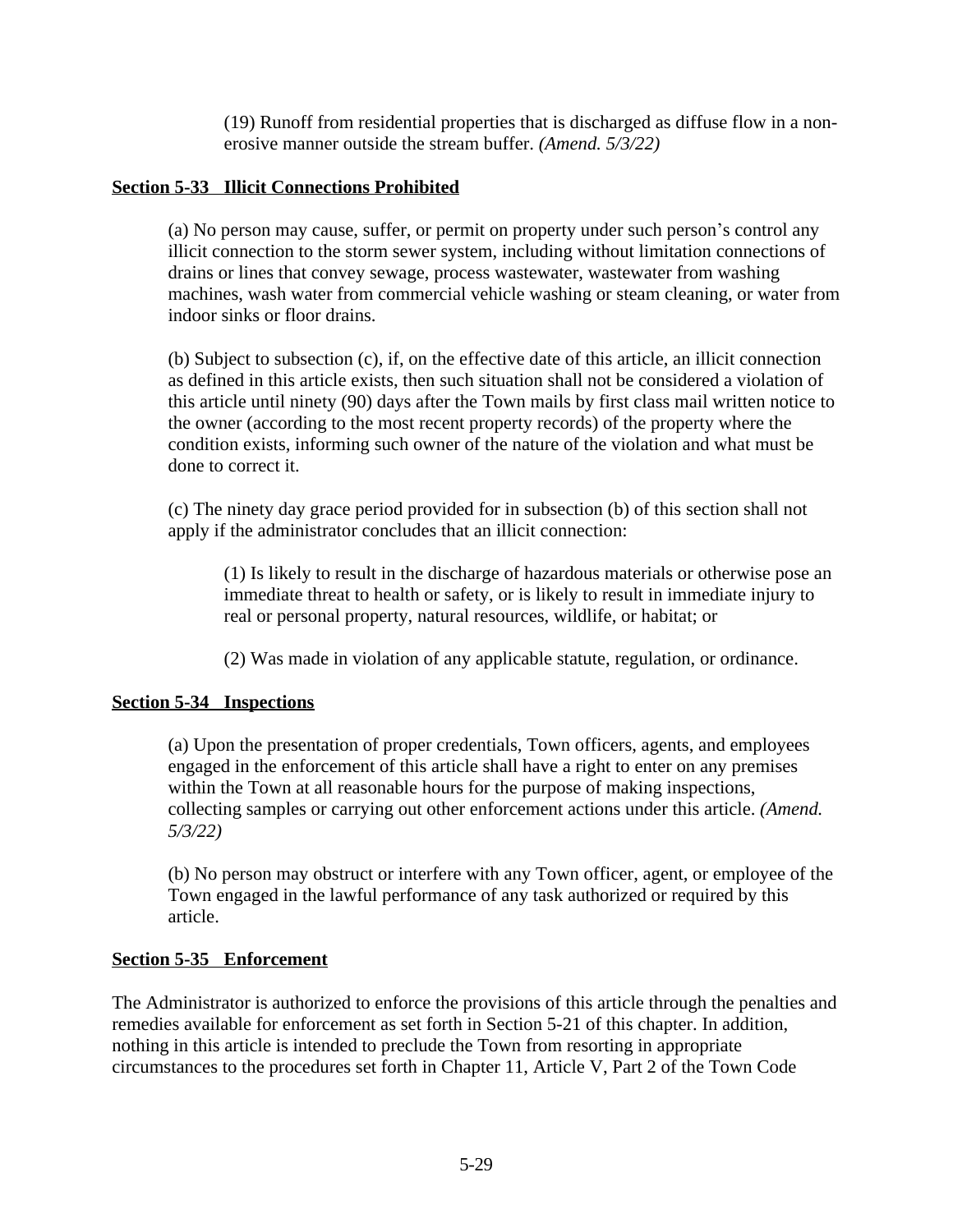(19) Runoff from residential properties that is discharged as diffuse flow in a non-erosive manner outside the stream buffer. *(Amend. 5/3/22)*

**Section 5-33 Illicit Connections Prohibited**

(a) No person may cause, suffer, or permit on property under such person's control any illicit connection to the storm sewer system, including without limitation connections of drains or lines that convey sewage, process wastewater, wastewater from washing machines, wash water from commercial vehicle washing or steam cleaning, or water from indoor sinks or floor drains.

(b) Subject to subsection (c), if, on the effective date of this article, an illicit connection as defined in this article exists, then such situation shall not be considered a violation of this article until ninety (90) days after the Town mails by first class mail written notice to the owner (according to the most recent property records) of the property where the condition exists, informing such owner of the nature of the violation and what must be done to correct it.

(c) The ninety day grace period provided for in subsection (b) of this section shall not apply if the administrator concludes that an illicit connection:

(1) Is likely to result in the discharge of hazardous materials or otherwise pose an immediate threat to health or safety, or is likely to result in immediate injury to real or personal property, natural resources, wildlife, or habitat; or

(2) Was made in violation of any applicable statute, regulation, or ordinance.

**Section 5-34 Inspections**

(a) Upon the presentation of proper credentials, Town officers, agents, and employees engaged in the enforcement of this article shall have a right to enter on any premises within the Town at all reasonable hours for the purpose of making inspections, collecting samples or carrying out other enforcement actions under this article. *(Amend. 5/3/22)*

(b) No person may obstruct or interfere with any Town officer, agent, or employee of the Town engaged in the lawful performance of any task authorized or required by this article.

**Section 5-35 Enforcement**

The Administrator is authorized to enforce the provisions of this article through the penalties and remedies available for enforcement as set forth in Section 5-21 of this chapter. In addition, nothing in this article is intended to preclude the Town from resorting in appropriate circumstances to the procedures set forth in Chapter 11, Article V, Part 2 of the Town Code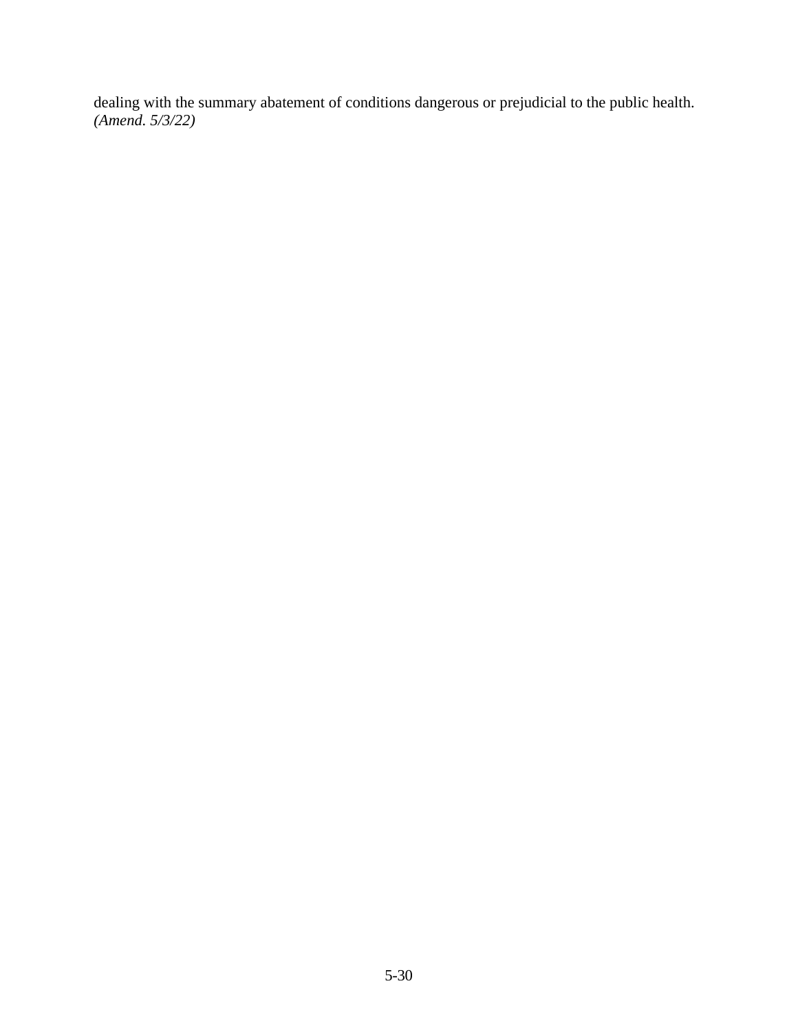dealing with the summary abatement of conditions dangerous or prejudicial to the public health.
*(Amend. 5/3/22)*